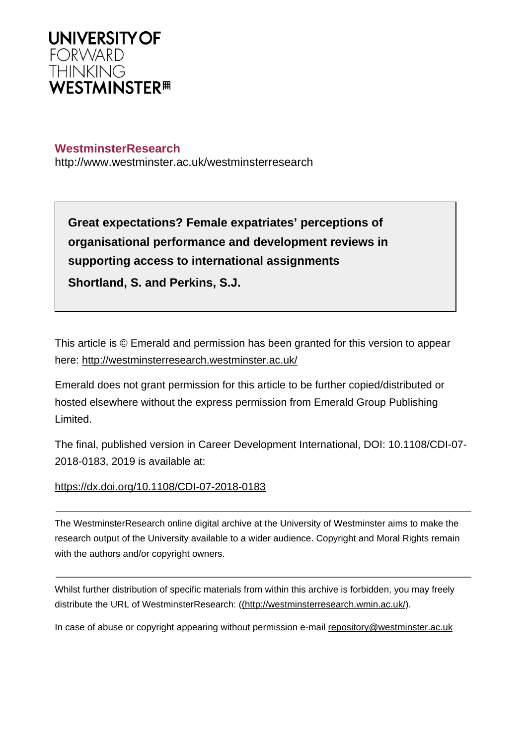UNIVERSITY OF
FORWARD
THINKING
WESTMINSTER

**WestminsterResearch**
http://www.westminster.ac.uk/westminsterresearch

**Great expectations? Female expatriates' perceptions of organisational performance and development reviews in supporting access to international assignments**

**Shortland, S. and Perkins, S.J.**

This article is © Emerald and permission has been granted for this version to appear here: http://westminsterresearch.westminster.ac.uk/

Emerald does not grant permission for this article to be further copied/distributed or hosted elsewhere without the express permission from Emerald Group Publishing Limited.

The final, published version in Career Development International, DOI: 10.1108/CDI-07-2018-0183, 2019 is available at:

https://dx.doi.org/10.1108/CDI-07-2018-0183

---

The WestminsterResearch online digital archive at the University of Westminster aims to make the research output of the University available to a wider audience. Copyright and Moral Rights remain with the authors and/or copyright owners.

---

Whilst further distribution of specific materials from within this archive is forbidden, you may freely distribute the URL of WestminsterResearch: ((http://westminsterresearch.wmin.ac.uk/).

In case of abuse or copyright appearing without permission e-mail repository@westminster.ac.uk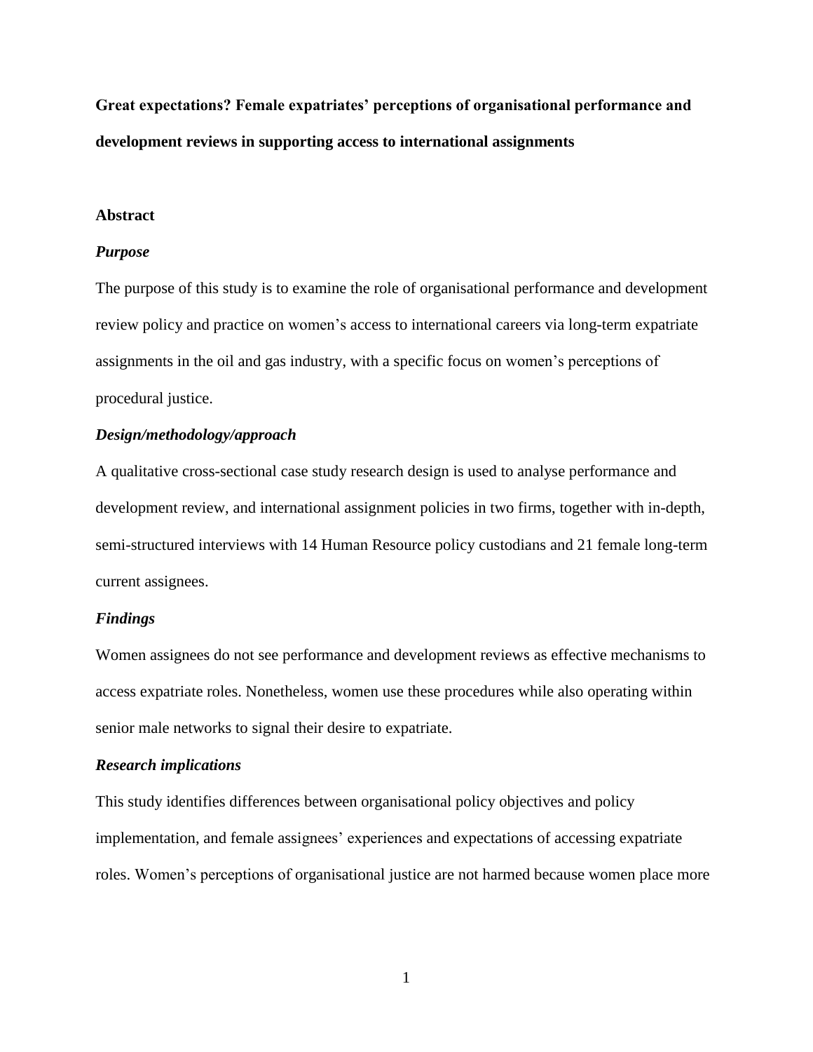**Great expectations? Female expatriates' perceptions of organisational performance and development reviews in supporting access to international assignments**

**Abstract**

***Purpose***

The purpose of this study is to examine the role of organisational performance and development review policy and practice on women's access to international careers via long-term expatriate assignments in the oil and gas industry, with a specific focus on women's perceptions of procedural justice.

***Design/methodology/approach***

A qualitative cross-sectional case study research design is used to analyse performance and development review, and international assignment policies in two firms, together with in-depth, semi-structured interviews with 14 Human Resource policy custodians and 21 female long-term current assignees.

***Findings***

Women assignees do not see performance and development reviews as effective mechanisms to access expatriate roles. Nonetheless, women use these procedures while also operating within senior male networks to signal their desire to expatriate.

***Research implications***

This study identifies differences between organisational policy objectives and policy implementation, and female assignees' experiences and expectations of accessing expatriate roles. Women's perceptions of organisational justice are not harmed because women place more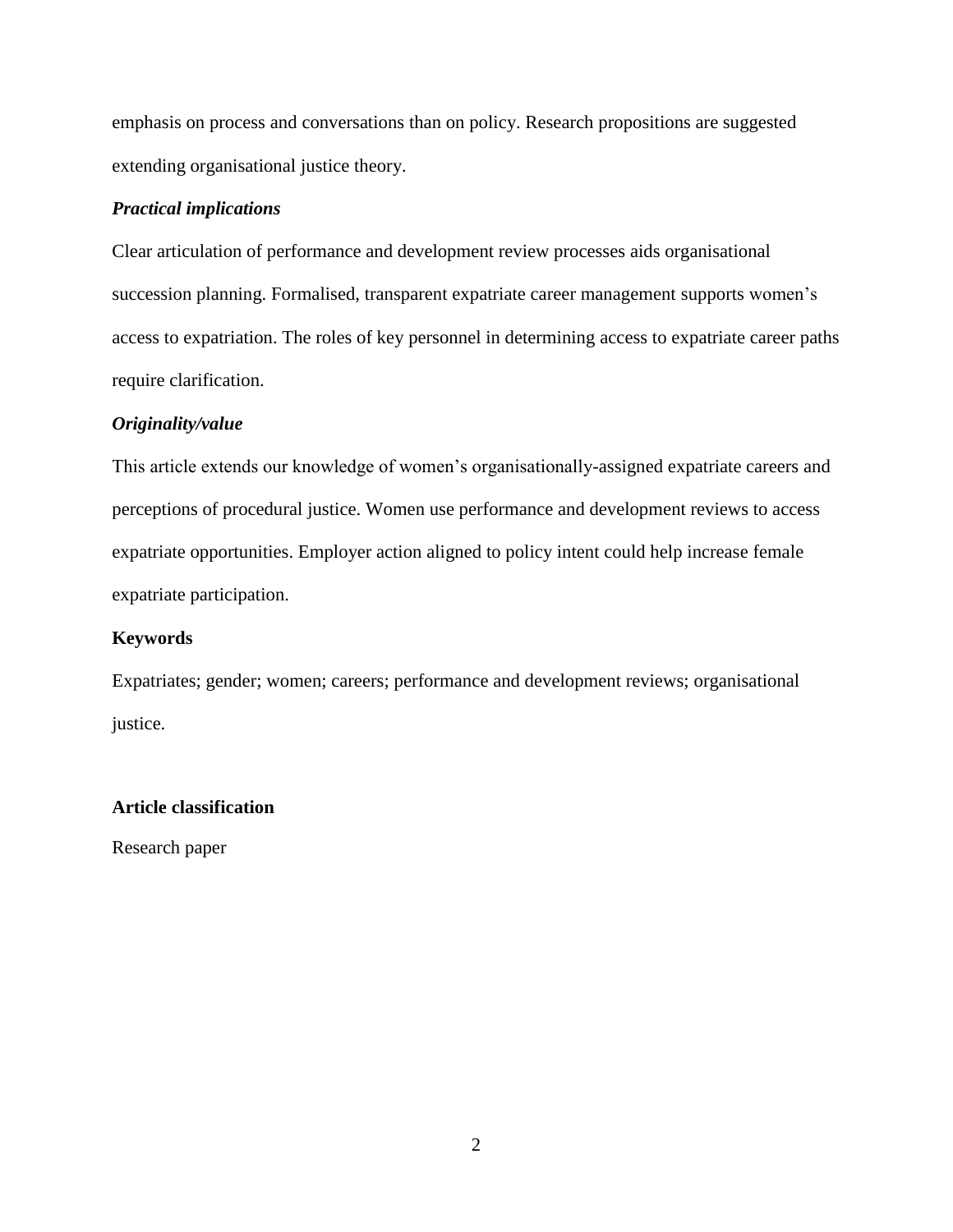emphasis on process and conversations than on policy. Research propositions are suggested extending organisational justice theory.

***Practical implications***

Clear articulation of performance and development review processes aids organisational succession planning. Formalised, transparent expatriate career management supports women's access to expatriation. The roles of key personnel in determining access to expatriate career paths require clarification.

***Originality/value***

This article extends our knowledge of women's organisationally-assigned expatriate careers and perceptions of procedural justice. Women use performance and development reviews to access expatriate opportunities. Employer action aligned to policy intent could help increase female expatriate participation.

**Keywords**

Expatriates; gender; women; careers; performance and development reviews; organisational justice.

**Article classification**

Research paper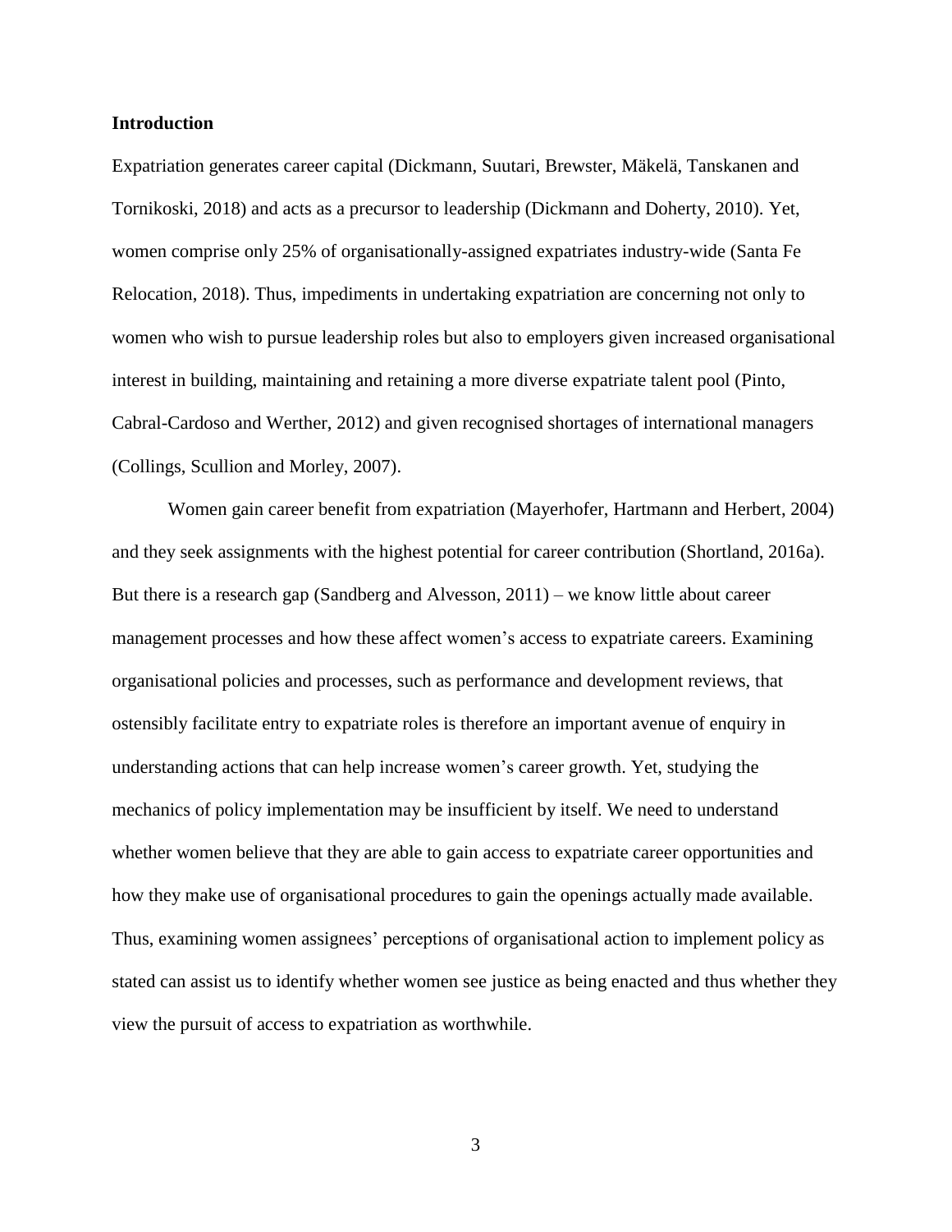## Introduction

Expatriation generates career capital (Dickmann, Suutari, Brewster, Mäkelä, Tanskanen and Tornikoski, 2018) and acts as a precursor to leadership (Dickmann and Doherty, 2010). Yet, women comprise only 25% of organisationally-assigned expatriates industry-wide (Santa Fe Relocation, 2018). Thus, impediments in undertaking expatriation are concerning not only to women who wish to pursue leadership roles but also to employers given increased organisational interest in building, maintaining and retaining a more diverse expatriate talent pool (Pinto, Cabral-Cardoso and Werther, 2012) and given recognised shortages of international managers (Collings, Scullion and Morley, 2007).

Women gain career benefit from expatriation (Mayerhofer, Hartmann and Herbert, 2004) and they seek assignments with the highest potential for career contribution (Shortland, 2016a). But there is a research gap (Sandberg and Alvesson, 2011) – we know little about career management processes and how these affect women's access to expatriate careers. Examining organisational policies and processes, such as performance and development reviews, that ostensibly facilitate entry to expatriate roles is therefore an important avenue of enquiry in understanding actions that can help increase women's career growth. Yet, studying the mechanics of policy implementation may be insufficient by itself. We need to understand whether women believe that they are able to gain access to expatriate career opportunities and how they make use of organisational procedures to gain the openings actually made available. Thus, examining women assignees' perceptions of organisational action to implement policy as stated can assist us to identify whether women see justice as being enacted and thus whether they view the pursuit of access to expatriation as worthwhile.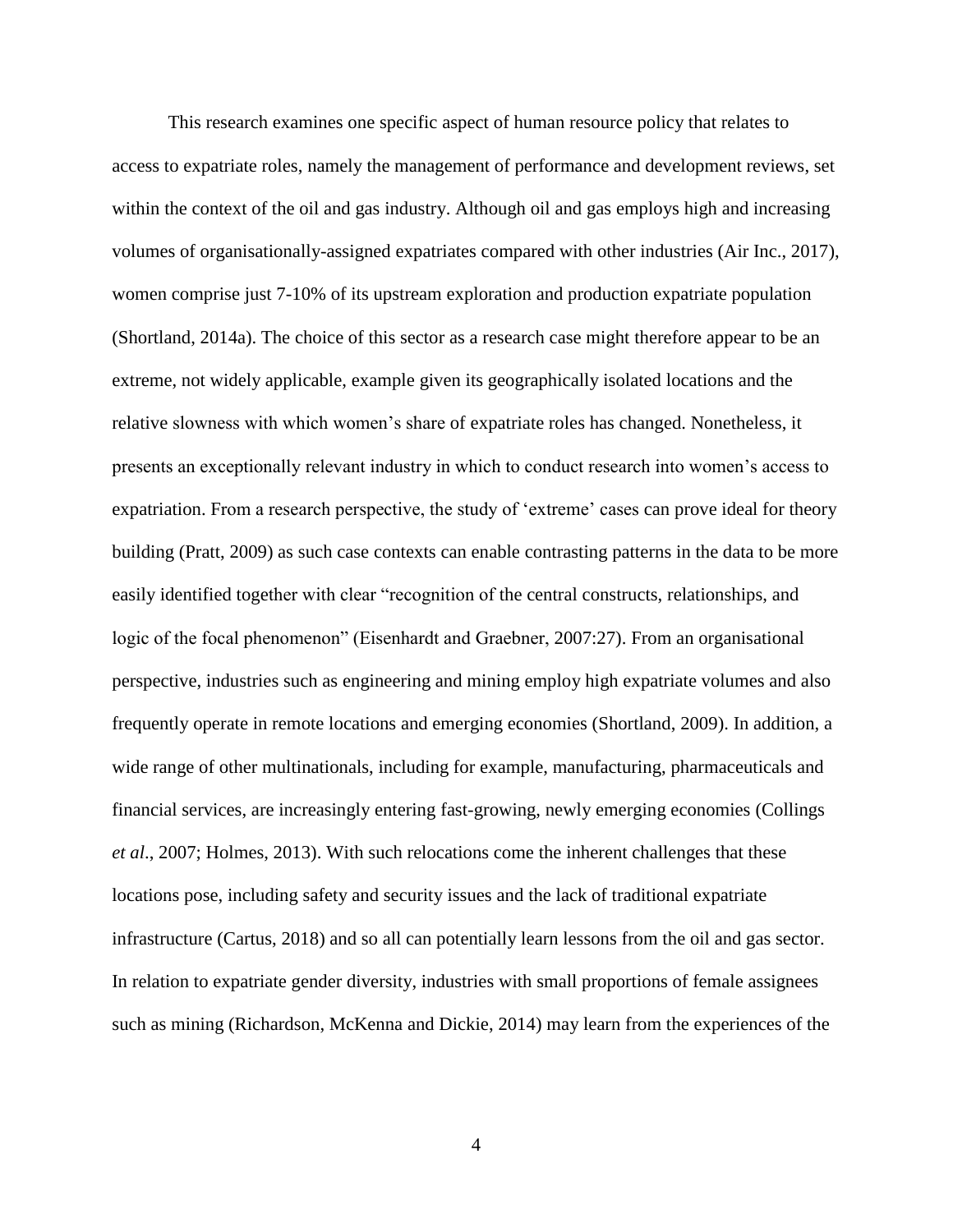This research examines one specific aspect of human resource policy that relates to access to expatriate roles, namely the management of performance and development reviews, set within the context of the oil and gas industry. Although oil and gas employs high and increasing volumes of organisationally-assigned expatriates compared with other industries (Air Inc., 2017), women comprise just 7-10% of its upstream exploration and production expatriate population (Shortland, 2014a). The choice of this sector as a research case might therefore appear to be an extreme, not widely applicable, example given its geographically isolated locations and the relative slowness with which women's share of expatriate roles has changed. Nonetheless, it presents an exceptionally relevant industry in which to conduct research into women's access to expatriation. From a research perspective, the study of 'extreme' cases can prove ideal for theory building (Pratt, 2009) as such case contexts can enable contrasting patterns in the data to be more easily identified together with clear "recognition of the central constructs, relationships, and logic of the focal phenomenon" (Eisenhardt and Graebner, 2007:27). From an organisational perspective, industries such as engineering and mining employ high expatriate volumes and also frequently operate in remote locations and emerging economies (Shortland, 2009). In addition, a wide range of other multinationals, including for example, manufacturing, pharmaceuticals and financial services, are increasingly entering fast-growing, newly emerging economies (Collings *et al*., 2007; Holmes, 2013). With such relocations come the inherent challenges that these locations pose, including safety and security issues and the lack of traditional expatriate infrastructure (Cartus, 2018) and so all can potentially learn lessons from the oil and gas sector. In relation to expatriate gender diversity, industries with small proportions of female assignees such as mining (Richardson, McKenna and Dickie, 2014) may learn from the experiences of the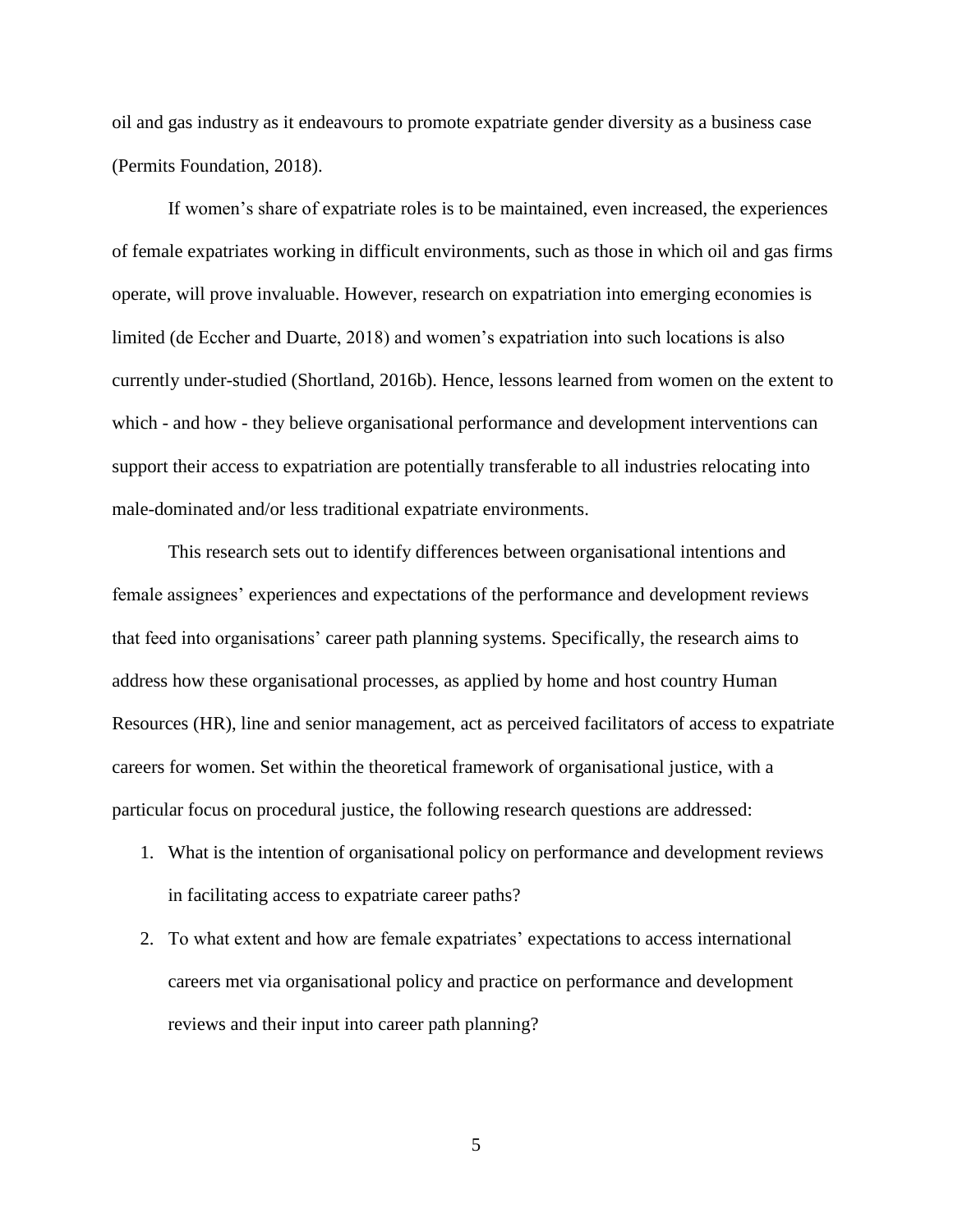oil and gas industry as it endeavours to promote expatriate gender diversity as a business case (Permits Foundation, 2018).

If women's share of expatriate roles is to be maintained, even increased, the experiences of female expatriates working in difficult environments, such as those in which oil and gas firms operate, will prove invaluable. However, research on expatriation into emerging economies is limited (de Eccher and Duarte, 2018) and women's expatriation into such locations is also currently under-studied (Shortland, 2016b). Hence, lessons learned from women on the extent to which - and how - they believe organisational performance and development interventions can support their access to expatriation are potentially transferable to all industries relocating into male-dominated and/or less traditional expatriate environments.

This research sets out to identify differences between organisational intentions and female assignees' experiences and expectations of the performance and development reviews that feed into organisations' career path planning systems. Specifically, the research aims to address how these organisational processes, as applied by home and host country Human Resources (HR), line and senior management, act as perceived facilitators of access to expatriate careers for women. Set within the theoretical framework of organisational justice, with a particular focus on procedural justice, the following research questions are addressed:

1. What is the intention of organisational policy on performance and development reviews in facilitating access to expatriate career paths?
2. To what extent and how are female expatriates' expectations to access international careers met via organisational policy and practice on performance and development reviews and their input into career path planning?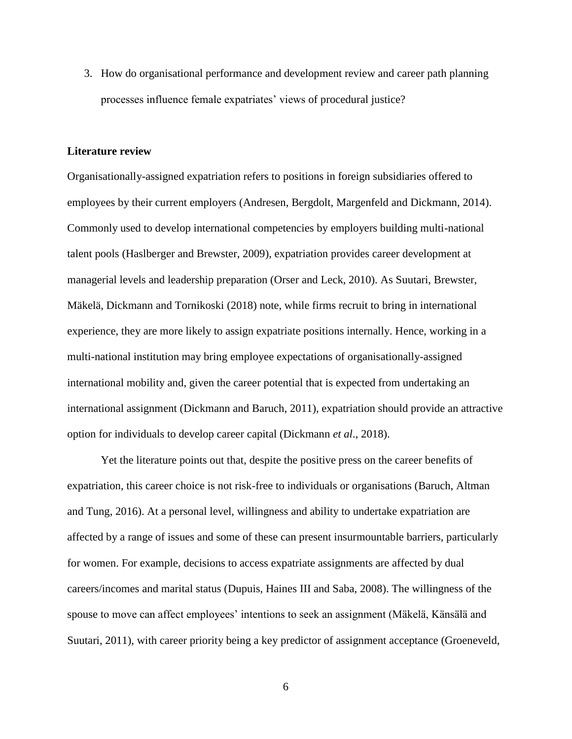3. How do organisational performance and development review and career path planning processes influence female expatriates' views of procedural justice?

## Literature review

Organisationally-assigned expatriation refers to positions in foreign subsidiaries offered to employees by their current employers (Andresen, Bergdolt, Margenfeld and Dickmann, 2014). Commonly used to develop international competencies by employers building multi-national talent pools (Haslberger and Brewster, 2009), expatriation provides career development at managerial levels and leadership preparation (Orser and Leck, 2010). As Suutari, Brewster, Mäkelä, Dickmann and Tornikoski (2018) note, while firms recruit to bring in international experience, they are more likely to assign expatriate positions internally. Hence, working in a multi-national institution may bring employee expectations of organisationally-assigned international mobility and, given the career potential that is expected from undertaking an international assignment (Dickmann and Baruch, 2011), expatriation should provide an attractive option for individuals to develop career capital (Dickmann *et al*., 2018).

Yet the literature points out that, despite the positive press on the career benefits of expatriation, this career choice is not risk-free to individuals or organisations (Baruch, Altman and Tung, 2016). At a personal level, willingness and ability to undertake expatriation are affected by a range of issues and some of these can present insurmountable barriers, particularly for women. For example, decisions to access expatriate assignments are affected by dual careers/incomes and marital status (Dupuis, Haines III and Saba, 2008). The willingness of the spouse to move can affect employees' intentions to seek an assignment (Mäkelä, Känsälä and Suutari, 2011), with career priority being a key predictor of assignment acceptance (Groeneveld,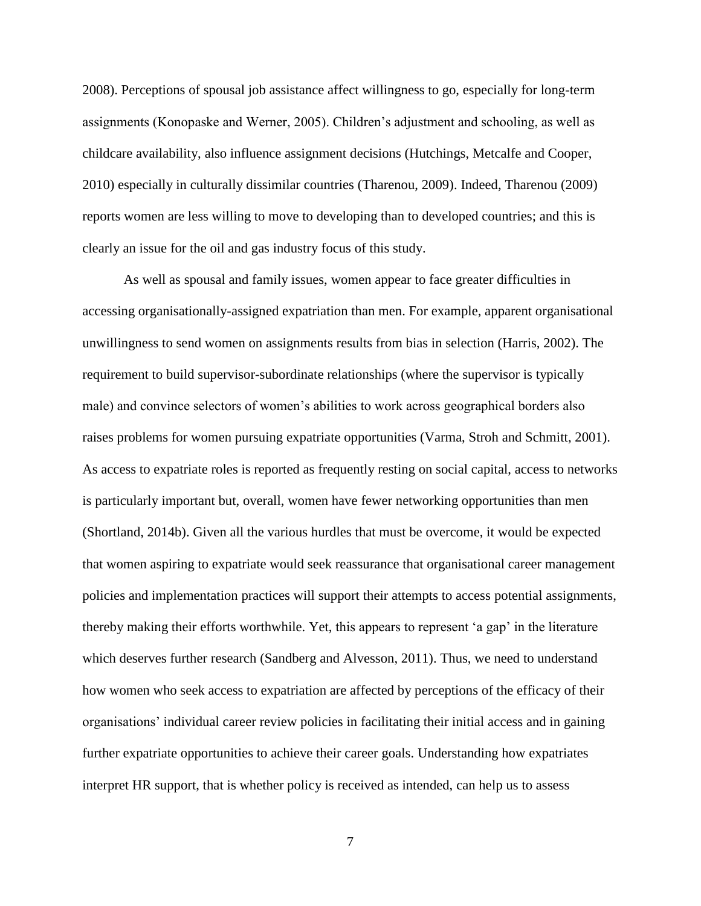2008). Perceptions of spousal job assistance affect willingness to go, especially for long-term assignments (Konopaske and Werner, 2005). Children's adjustment and schooling, as well as childcare availability, also influence assignment decisions (Hutchings, Metcalfe and Cooper, 2010) especially in culturally dissimilar countries (Tharenou, 2009). Indeed, Tharenou (2009) reports women are less willing to move to developing than to developed countries; and this is clearly an issue for the oil and gas industry focus of this study.

As well as spousal and family issues, women appear to face greater difficulties in accessing organisationally-assigned expatriation than men. For example, apparent organisational unwillingness to send women on assignments results from bias in selection (Harris, 2002). The requirement to build supervisor-subordinate relationships (where the supervisor is typically male) and convince selectors of women's abilities to work across geographical borders also raises problems for women pursuing expatriate opportunities (Varma, Stroh and Schmitt, 2001). As access to expatriate roles is reported as frequently resting on social capital, access to networks is particularly important but, overall, women have fewer networking opportunities than men (Shortland, 2014b). Given all the various hurdles that must be overcome, it would be expected that women aspiring to expatriate would seek reassurance that organisational career management policies and implementation practices will support their attempts to access potential assignments, thereby making their efforts worthwhile. Yet, this appears to represent 'a gap' in the literature which deserves further research (Sandberg and Alvesson, 2011). Thus, we need to understand how women who seek access to expatriation are affected by perceptions of the efficacy of their organisations' individual career review policies in facilitating their initial access and in gaining further expatriate opportunities to achieve their career goals. Understanding how expatriates interpret HR support, that is whether policy is received as intended, can help us to assess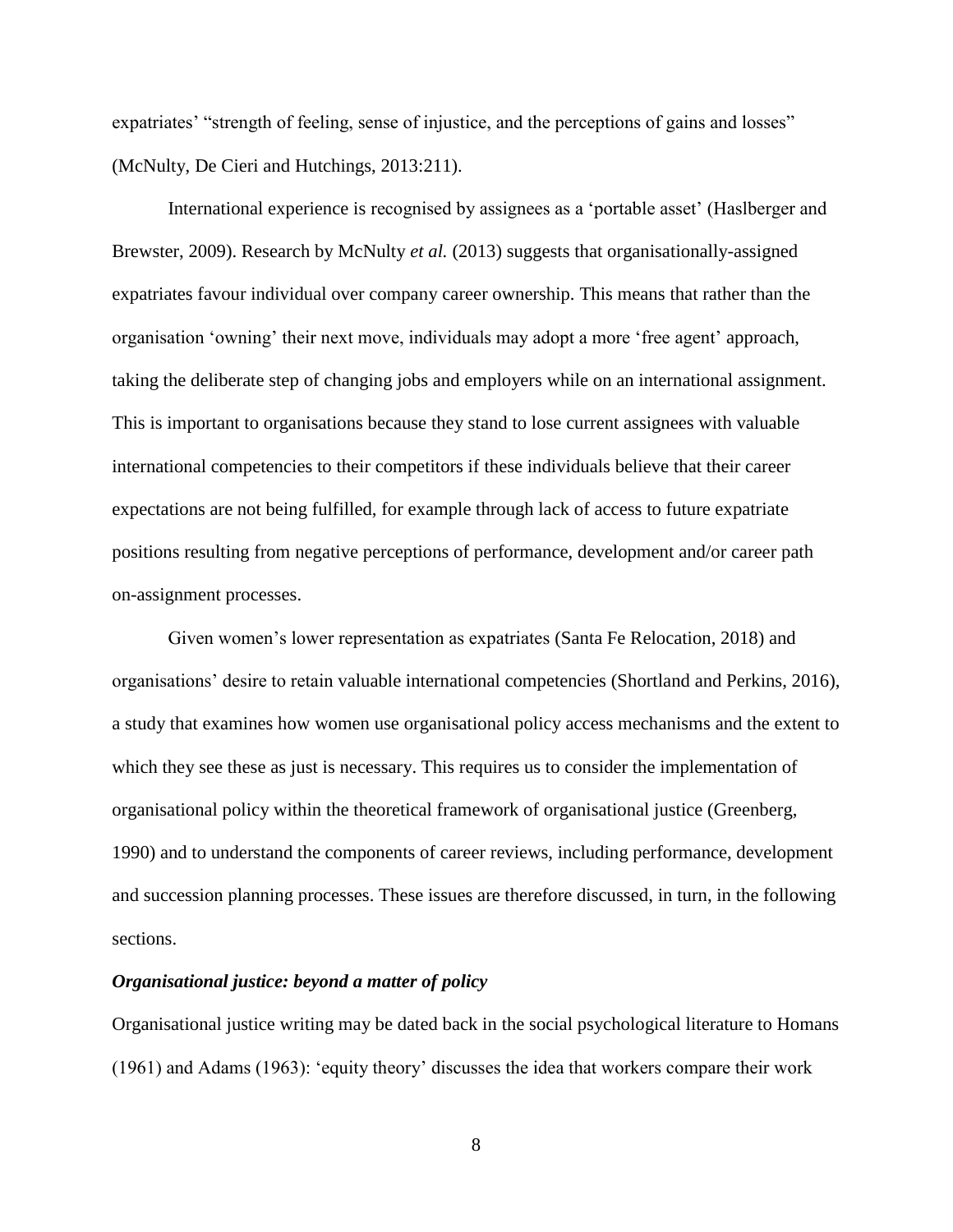expatriates' "strength of feeling, sense of injustice, and the perceptions of gains and losses" (McNulty, De Cieri and Hutchings, 2013:211).

International experience is recognised by assignees as a 'portable asset' (Haslberger and Brewster, 2009). Research by McNulty *et al.* (2013) suggests that organisationally-assigned expatriates favour individual over company career ownership. This means that rather than the organisation 'owning' their next move, individuals may adopt a more 'free agent' approach, taking the deliberate step of changing jobs and employers while on an international assignment. This is important to organisations because they stand to lose current assignees with valuable international competencies to their competitors if these individuals believe that their career expectations are not being fulfilled, for example through lack of access to future expatriate positions resulting from negative perceptions of performance, development and/or career path on-assignment processes.

Given women's lower representation as expatriates (Santa Fe Relocation, 2018) and organisations' desire to retain valuable international competencies (Shortland and Perkins, 2016), a study that examines how women use organisational policy access mechanisms and the extent to which they see these as just is necessary. This requires us to consider the implementation of organisational policy within the theoretical framework of organisational justice (Greenberg, 1990) and to understand the components of career reviews, including performance, development and succession planning processes. These issues are therefore discussed, in turn, in the following sections.

### *Organisational justice: beyond a matter of policy*

Organisational justice writing may be dated back in the social psychological literature to Homans (1961) and Adams (1963): 'equity theory' discusses the idea that workers compare their work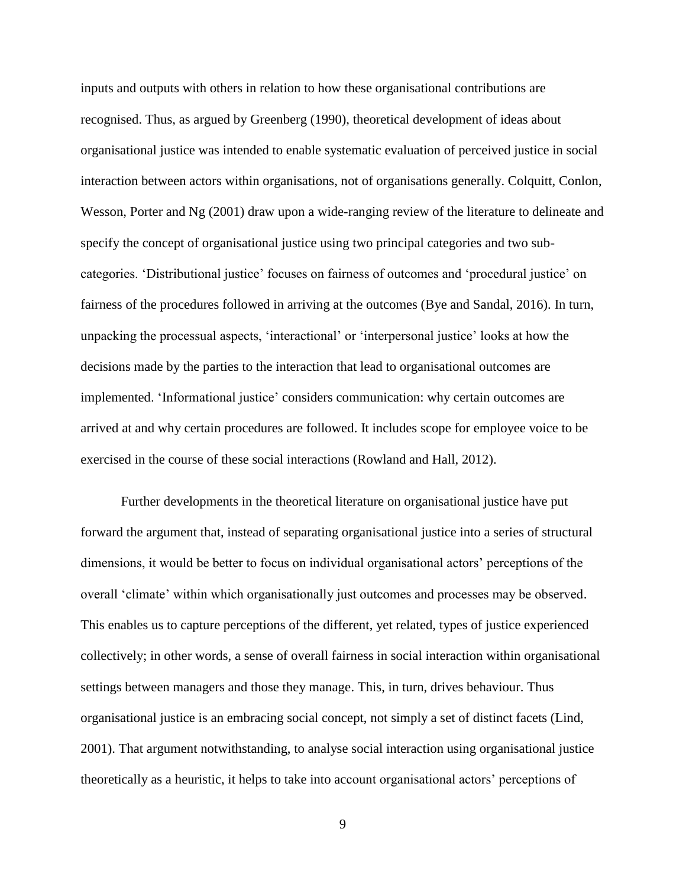inputs and outputs with others in relation to how these organisational contributions are recognised. Thus, as argued by Greenberg (1990), theoretical development of ideas about organisational justice was intended to enable systematic evaluation of perceived justice in social interaction between actors within organisations, not of organisations generally. Colquitt, Conlon, Wesson, Porter and Ng (2001) draw upon a wide-ranging review of the literature to delineate and specify the concept of organisational justice using two principal categories and two sub-categories. 'Distributional justice' focuses on fairness of outcomes and 'procedural justice' on fairness of the procedures followed in arriving at the outcomes (Bye and Sandal, 2016). In turn, unpacking the processual aspects, 'interactional' or 'interpersonal justice' looks at how the decisions made by the parties to the interaction that lead to organisational outcomes are implemented. 'Informational justice' considers communication: why certain outcomes are arrived at and why certain procedures are followed. It includes scope for employee voice to be exercised in the course of these social interactions (Rowland and Hall, 2012).

Further developments in the theoretical literature on organisational justice have put forward the argument that, instead of separating organisational justice into a series of structural dimensions, it would be better to focus on individual organisational actors' perceptions of the overall 'climate' within which organisationally just outcomes and processes may be observed. This enables us to capture perceptions of the different, yet related, types of justice experienced collectively; in other words, a sense of overall fairness in social interaction within organisational settings between managers and those they manage. This, in turn, drives behaviour. Thus organisational justice is an embracing social concept, not simply a set of distinct facets (Lind, 2001). That argument notwithstanding, to analyse social interaction using organisational justice theoretically as a heuristic, it helps to take into account organisational actors' perceptions of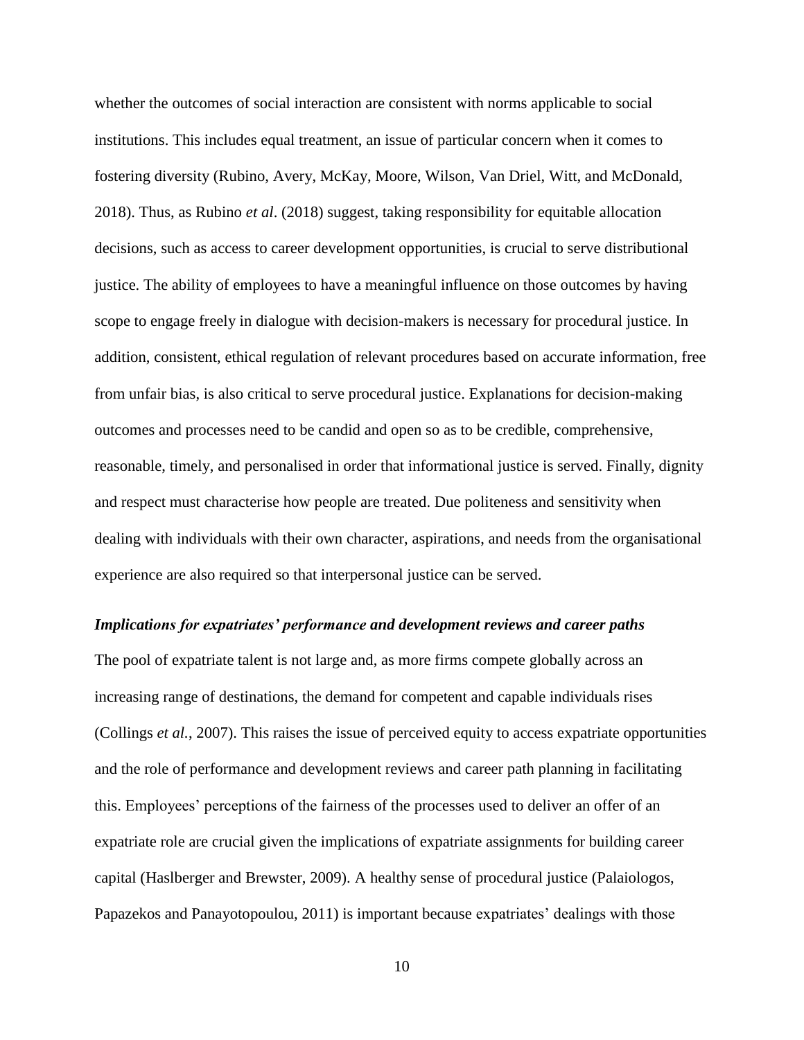whether the outcomes of social interaction are consistent with norms applicable to social institutions. This includes equal treatment, an issue of particular concern when it comes to fostering diversity (Rubino, Avery, McKay, Moore, Wilson, Van Driel, Witt, and McDonald, 2018). Thus, as Rubino *et al*. (2018) suggest, taking responsibility for equitable allocation decisions, such as access to career development opportunities, is crucial to serve distributional justice. The ability of employees to have a meaningful influence on those outcomes by having scope to engage freely in dialogue with decision-makers is necessary for procedural justice. In addition, consistent, ethical regulation of relevant procedures based on accurate information, free from unfair bias, is also critical to serve procedural justice. Explanations for decision-making outcomes and processes need to be candid and open so as to be credible, comprehensive, reasonable, timely, and personalised in order that informational justice is served. Finally, dignity and respect must characterise how people are treated. Due politeness and sensitivity when dealing with individuals with their own character, aspirations, and needs from the organisational experience are also required so that interpersonal justice can be served.

***Implications for expatriates' performance and development reviews and career paths***

The pool of expatriate talent is not large and, as more firms compete globally across an increasing range of destinations, the demand for competent and capable individuals rises (Collings *et al.*, 2007). This raises the issue of perceived equity to access expatriate opportunities and the role of performance and development reviews and career path planning in facilitating this. Employees' perceptions of the fairness of the processes used to deliver an offer of an expatriate role are crucial given the implications of expatriate assignments for building career capital (Haslberger and Brewster, 2009). A healthy sense of procedural justice (Palaiologos, Papazekos and Panayotopoulou, 2011) is important because expatriates' dealings with those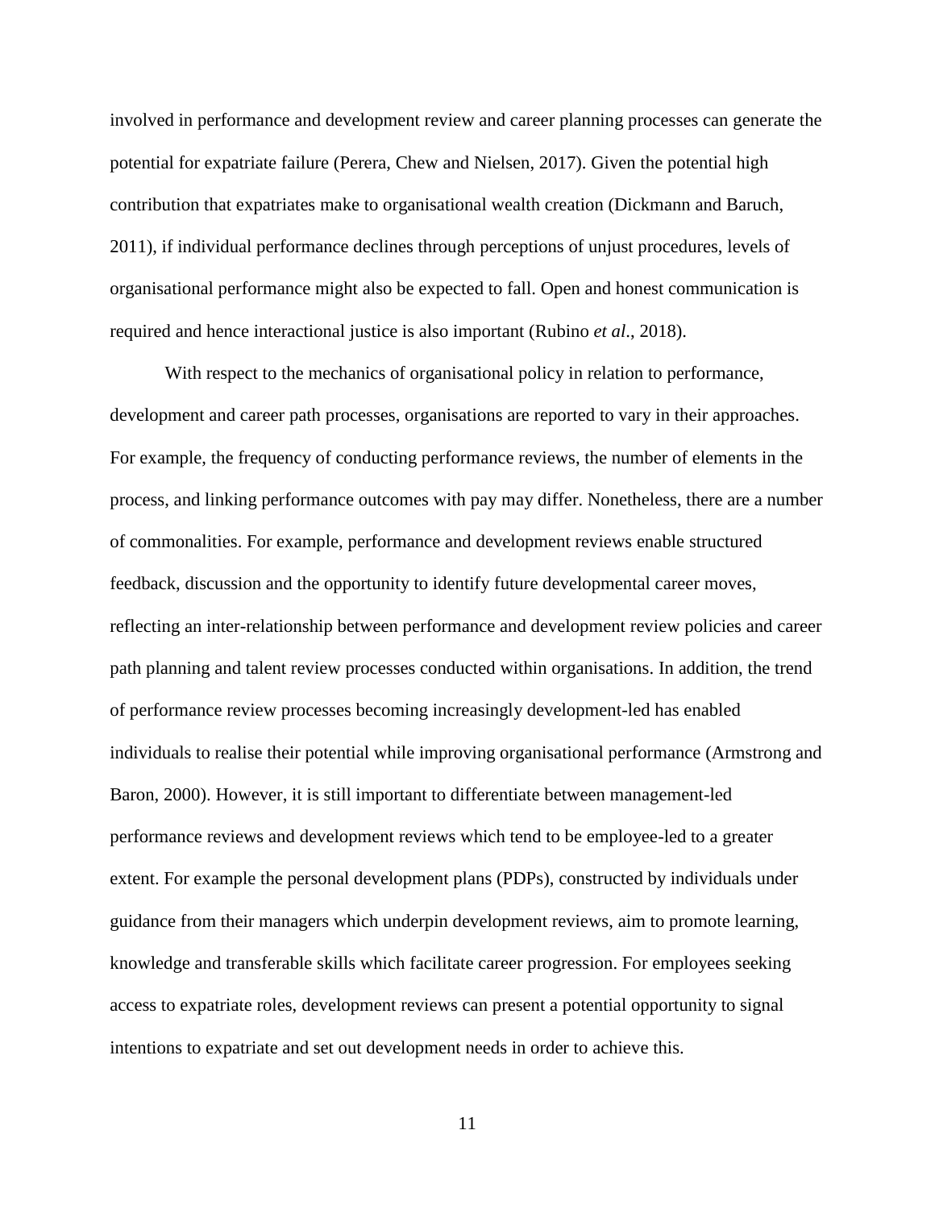involved in performance and development review and career planning processes can generate the potential for expatriate failure (Perera, Chew and Nielsen, 2017). Given the potential high contribution that expatriates make to organisational wealth creation (Dickmann and Baruch, 2011), if individual performance declines through perceptions of unjust procedures, levels of organisational performance might also be expected to fall. Open and honest communication is required and hence interactional justice is also important (Rubino *et al*., 2018).

With respect to the mechanics of organisational policy in relation to performance, development and career path processes, organisations are reported to vary in their approaches. For example, the frequency of conducting performance reviews, the number of elements in the process, and linking performance outcomes with pay may differ. Nonetheless, there are a number of commonalities. For example, performance and development reviews enable structured feedback, discussion and the opportunity to identify future developmental career moves, reflecting an inter-relationship between performance and development review policies and career path planning and talent review processes conducted within organisations. In addition, the trend of performance review processes becoming increasingly development-led has enabled individuals to realise their potential while improving organisational performance (Armstrong and Baron, 2000). However, it is still important to differentiate between management-led performance reviews and development reviews which tend to be employee-led to a greater extent. For example the personal development plans (PDPs), constructed by individuals under guidance from their managers which underpin development reviews, aim to promote learning, knowledge and transferable skills which facilitate career progression. For employees seeking access to expatriate roles, development reviews can present a potential opportunity to signal intentions to expatriate and set out development needs in order to achieve this.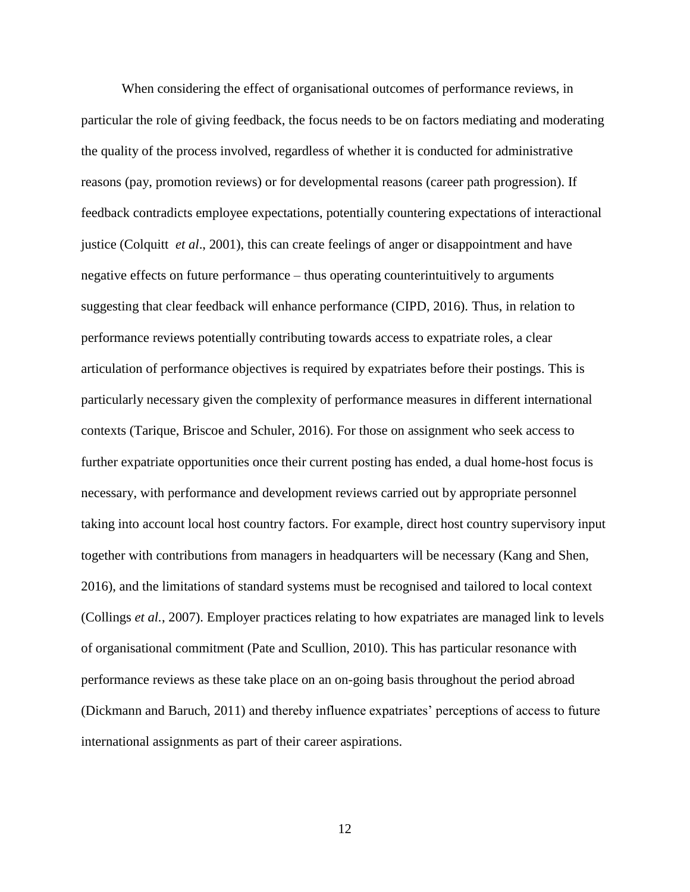When considering the effect of organisational outcomes of performance reviews, in particular the role of giving feedback, the focus needs to be on factors mediating and moderating the quality of the process involved, regardless of whether it is conducted for administrative reasons (pay, promotion reviews) or for developmental reasons (career path progression). If feedback contradicts employee expectations, potentially countering expectations of interactional justice (Colquitt *et al*., 2001), this can create feelings of anger or disappointment and have negative effects on future performance – thus operating counterintuitively to arguments suggesting that clear feedback will enhance performance (CIPD, 2016). Thus, in relation to performance reviews potentially contributing towards access to expatriate roles, a clear articulation of performance objectives is required by expatriates before their postings. This is particularly necessary given the complexity of performance measures in different international contexts (Tarique, Briscoe and Schuler, 2016). For those on assignment who seek access to further expatriate opportunities once their current posting has ended, a dual home-host focus is necessary, with performance and development reviews carried out by appropriate personnel taking into account local host country factors. For example, direct host country supervisory input together with contributions from managers in headquarters will be necessary (Kang and Shen, 2016), and the limitations of standard systems must be recognised and tailored to local context (Collings *et al.*, 2007). Employer practices relating to how expatriates are managed link to levels of organisational commitment (Pate and Scullion, 2010). This has particular resonance with performance reviews as these take place on an on-going basis throughout the period abroad (Dickmann and Baruch, 2011) and thereby influence expatriates' perceptions of access to future international assignments as part of their career aspirations.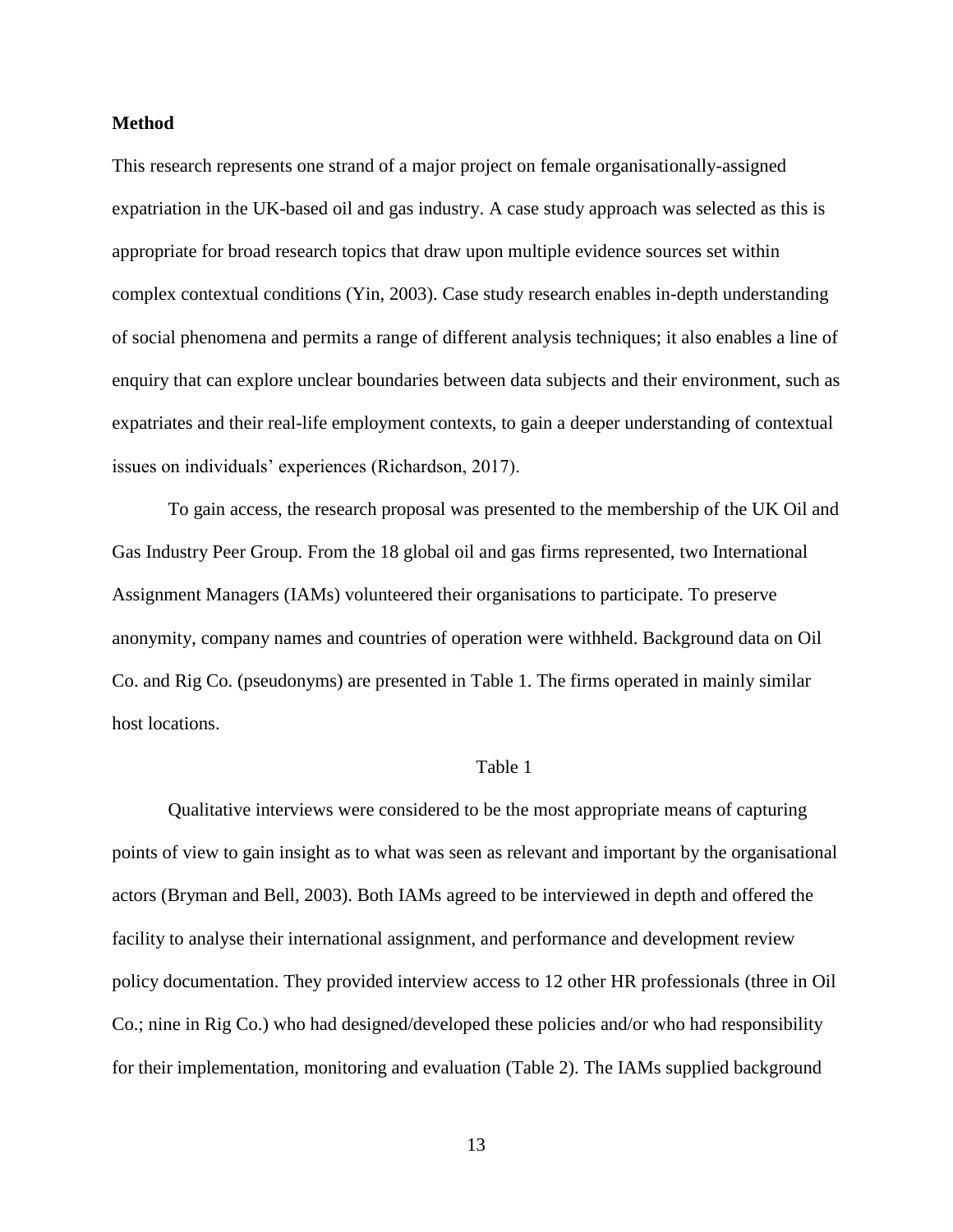**Method**

This research represents one strand of a major project on female organisationally-assigned expatriation in the UK-based oil and gas industry. A case study approach was selected as this is appropriate for broad research topics that draw upon multiple evidence sources set within complex contextual conditions (Yin, 2003). Case study research enables in-depth understanding of social phenomena and permits a range of different analysis techniques; it also enables a line of enquiry that can explore unclear boundaries between data subjects and their environment, such as expatriates and their real-life employment contexts, to gain a deeper understanding of contextual issues on individuals' experiences (Richardson, 2017).

To gain access, the research proposal was presented to the membership of the UK Oil and Gas Industry Peer Group. From the 18 global oil and gas firms represented, two International Assignment Managers (IAMs) volunteered their organisations to participate. To preserve anonymity, company names and countries of operation were withheld. Background data on Oil Co. and Rig Co. (pseudonyms) are presented in Table 1. The firms operated in mainly similar host locations.

Table 1

Qualitative interviews were considered to be the most appropriate means of capturing points of view to gain insight as to what was seen as relevant and important by the organisational actors (Bryman and Bell, 2003). Both IAMs agreed to be interviewed in depth and offered the facility to analyse their international assignment, and performance and development review policy documentation. They provided interview access to 12 other HR professionals (three in Oil Co.; nine in Rig Co.) who had designed/developed these policies and/or who had responsibility for their implementation, monitoring and evaluation (Table 2). The IAMs supplied background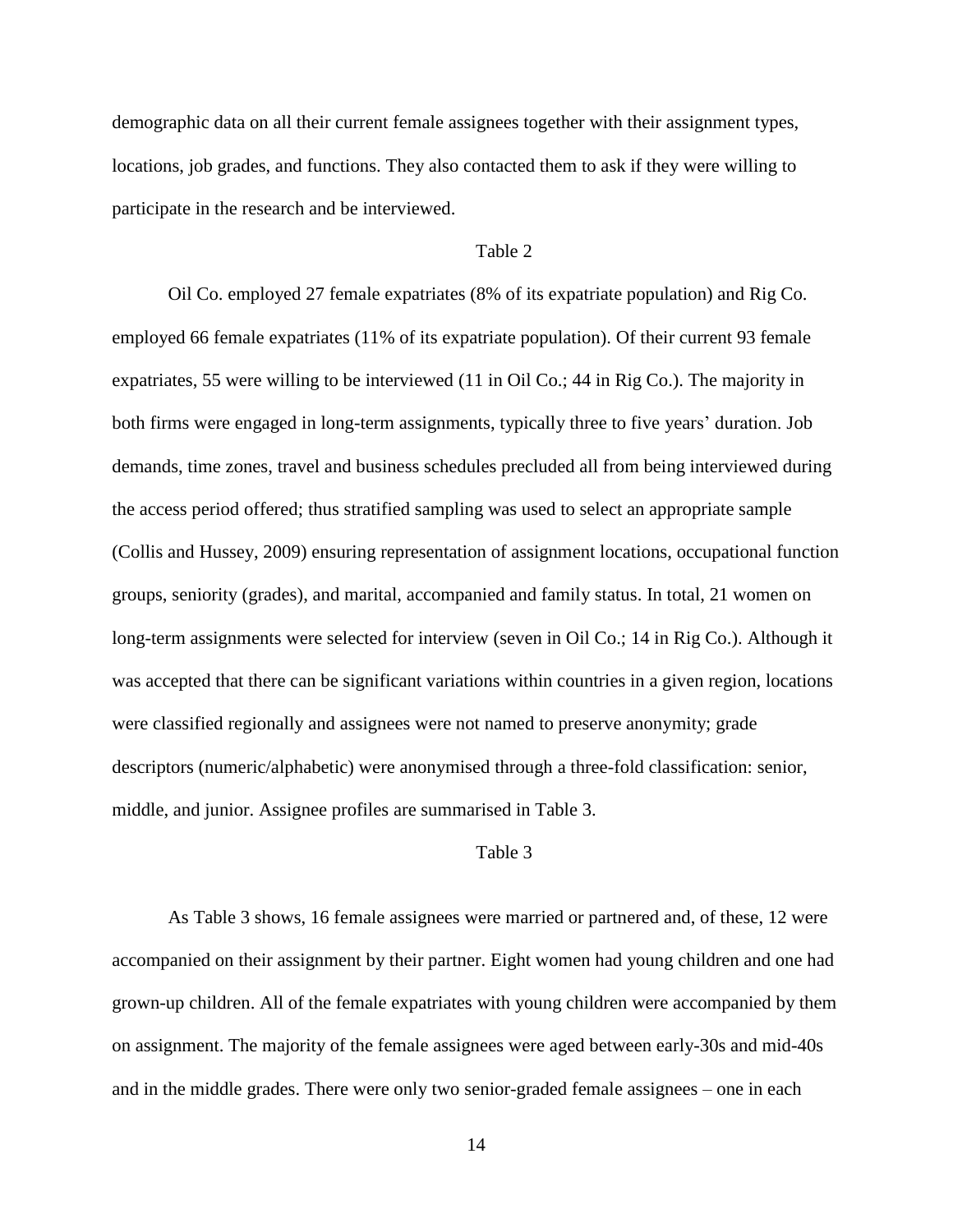demographic data on all their current female assignees together with their assignment types, locations, job grades, and functions. They also contacted them to ask if they were willing to participate in the research and be interviewed.

Table 2

Oil Co. employed 27 female expatriates (8% of its expatriate population) and Rig Co. employed 66 female expatriates (11% of its expatriate population). Of their current 93 female expatriates, 55 were willing to be interviewed (11 in Oil Co.; 44 in Rig Co.). The majority in both firms were engaged in long-term assignments, typically three to five years' duration. Job demands, time zones, travel and business schedules precluded all from being interviewed during the access period offered; thus stratified sampling was used to select an appropriate sample (Collis and Hussey, 2009) ensuring representation of assignment locations, occupational function groups, seniority (grades), and marital, accompanied and family status. In total, 21 women on long-term assignments were selected for interview (seven in Oil Co.; 14 in Rig Co.). Although it was accepted that there can be significant variations within countries in a given region, locations were classified regionally and assignees were not named to preserve anonymity; grade descriptors (numeric/alphabetic) were anonymised through a three-fold classification: senior, middle, and junior. Assignee profiles are summarised in Table 3.

Table 3

As Table 3 shows, 16 female assignees were married or partnered and, of these, 12 were accompanied on their assignment by their partner. Eight women had young children and one had grown-up children. All of the female expatriates with young children were accompanied by them on assignment. The majority of the female assignees were aged between early-30s and mid-40s and in the middle grades. There were only two senior-graded female assignees – one in each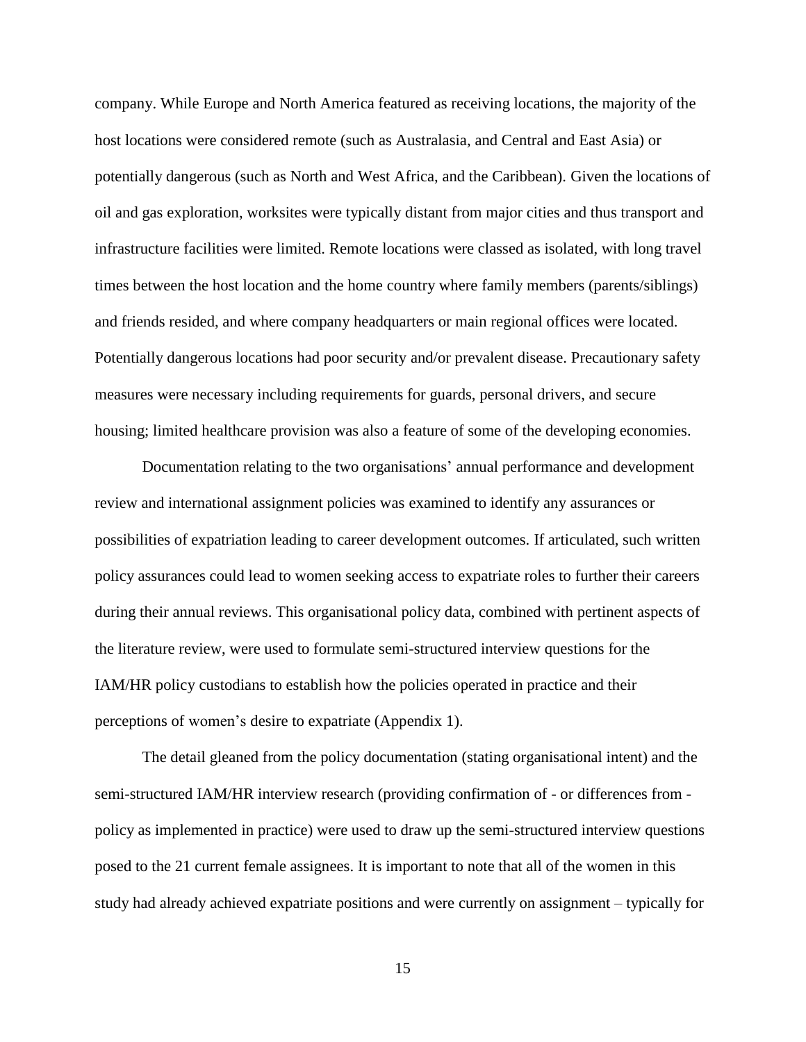company. While Europe and North America featured as receiving locations, the majority of the host locations were considered remote (such as Australasia, and Central and East Asia) or potentially dangerous (such as North and West Africa, and the Caribbean). Given the locations of oil and gas exploration, worksites were typically distant from major cities and thus transport and infrastructure facilities were limited. Remote locations were classed as isolated, with long travel times between the host location and the home country where family members (parents/siblings) and friends resided, and where company headquarters or main regional offices were located. Potentially dangerous locations had poor security and/or prevalent disease. Precautionary safety measures were necessary including requirements for guards, personal drivers, and secure housing; limited healthcare provision was also a feature of some of the developing economies.

Documentation relating to the two organisations' annual performance and development review and international assignment policies was examined to identify any assurances or possibilities of expatriation leading to career development outcomes. If articulated, such written policy assurances could lead to women seeking access to expatriate roles to further their careers during their annual reviews. This organisational policy data, combined with pertinent aspects of the literature review, were used to formulate semi-structured interview questions for the IAM/HR policy custodians to establish how the policies operated in practice and their perceptions of women's desire to expatriate (Appendix 1).

The detail gleaned from the policy documentation (stating organisational intent) and the semi-structured IAM/HR interview research (providing confirmation of - or differences from - policy as implemented in practice) were used to draw up the semi-structured interview questions posed to the 21 current female assignees. It is important to note that all of the women in this study had already achieved expatriate positions and were currently on assignment – typically for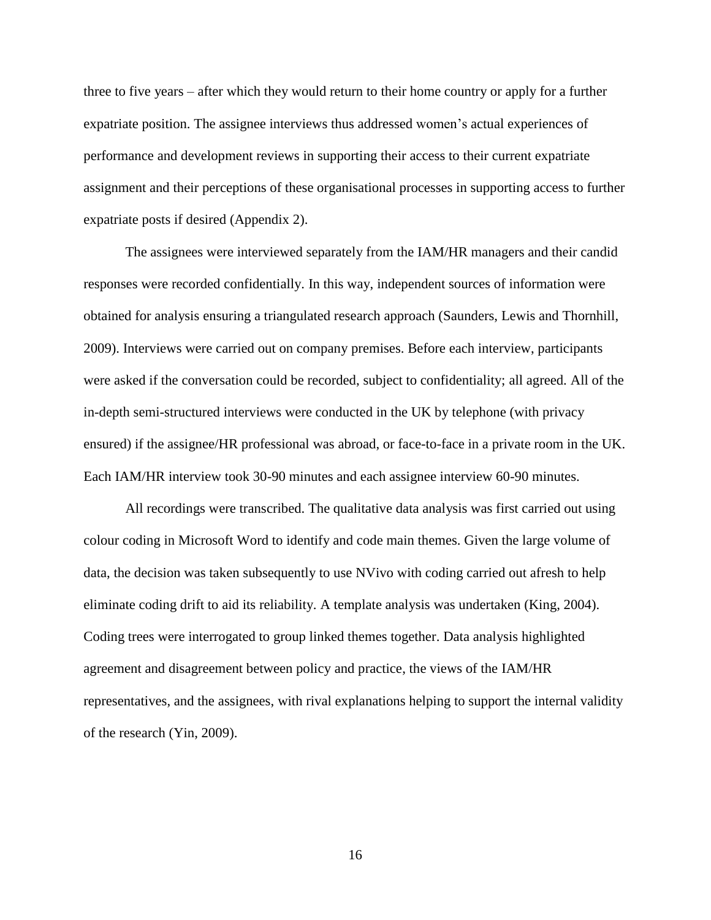three to five years – after which they would return to their home country or apply for a further expatriate position. The assignee interviews thus addressed women's actual experiences of performance and development reviews in supporting their access to their current expatriate assignment and their perceptions of these organisational processes in supporting access to further expatriate posts if desired (Appendix 2).

The assignees were interviewed separately from the IAM/HR managers and their candid responses were recorded confidentially. In this way, independent sources of information were obtained for analysis ensuring a triangulated research approach (Saunders, Lewis and Thornhill, 2009). Interviews were carried out on company premises. Before each interview, participants were asked if the conversation could be recorded, subject to confidentiality; all agreed. All of the in-depth semi-structured interviews were conducted in the UK by telephone (with privacy ensured) if the assignee/HR professional was abroad, or face-to-face in a private room in the UK. Each IAM/HR interview took 30-90 minutes and each assignee interview 60-90 minutes.

All recordings were transcribed. The qualitative data analysis was first carried out using colour coding in Microsoft Word to identify and code main themes. Given the large volume of data, the decision was taken subsequently to use NVivo with coding carried out afresh to help eliminate coding drift to aid its reliability. A template analysis was undertaken (King, 2004). Coding trees were interrogated to group linked themes together. Data analysis highlighted agreement and disagreement between policy and practice, the views of the IAM/HR representatives, and the assignees, with rival explanations helping to support the internal validity of the research (Yin, 2009).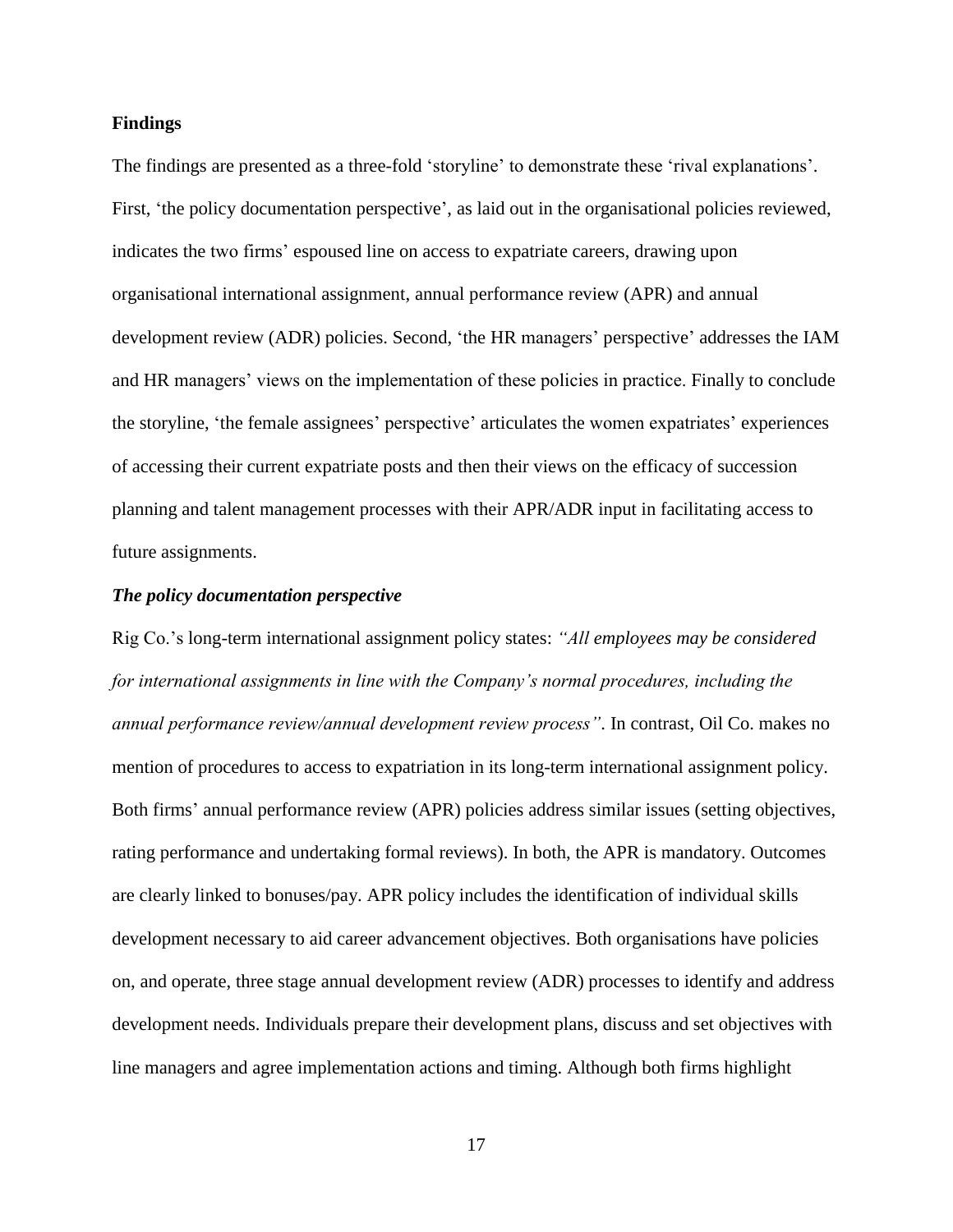## Findings

The findings are presented as a three-fold 'storyline' to demonstrate these 'rival explanations'. First, 'the policy documentation perspective', as laid out in the organisational policies reviewed, indicates the two firms' espoused line on access to expatriate careers, drawing upon organisational international assignment, annual performance review (APR) and annual development review (ADR) policies. Second, 'the HR managers' perspective' addresses the IAM and HR managers' views on the implementation of these policies in practice. Finally to conclude the storyline, 'the female assignees' perspective' articulates the women expatriates' experiences of accessing their current expatriate posts and then their views on the efficacy of succession planning and talent management processes with their APR/ADR input in facilitating access to future assignments.

### *The policy documentation perspective*

Rig Co.'s long-term international assignment policy states: *"All employees may be considered for international assignments in line with the Company's normal procedures, including the annual performance review/annual development review process"*. In contrast, Oil Co. makes no mention of procedures to access to expatriation in its long-term international assignment policy. Both firms' annual performance review (APR) policies address similar issues (setting objectives, rating performance and undertaking formal reviews). In both, the APR is mandatory. Outcomes are clearly linked to bonuses/pay. APR policy includes the identification of individual skills development necessary to aid career advancement objectives. Both organisations have policies on, and operate, three stage annual development review (ADR) processes to identify and address development needs. Individuals prepare their development plans, discuss and set objectives with line managers and agree implementation actions and timing. Although both firms highlight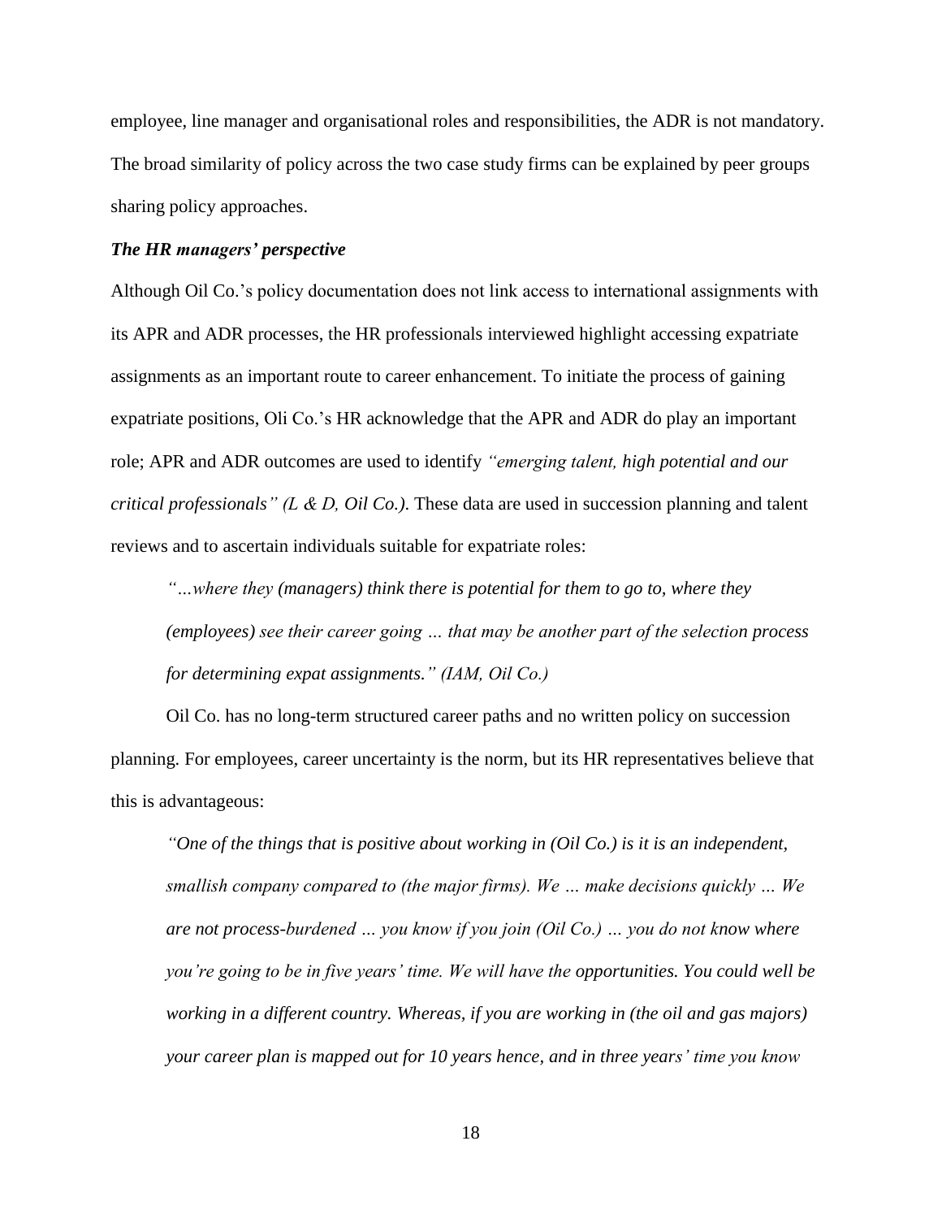employee, line manager and organisational roles and responsibilities, the ADR is not mandatory. The broad similarity of policy across the two case study firms can be explained by peer groups sharing policy approaches.

### *The HR managers' perspective*

Although Oil Co.'s policy documentation does not link access to international assignments with its APR and ADR processes, the HR professionals interviewed highlight accessing expatriate assignments as an important route to career enhancement. To initiate the process of gaining expatriate positions, Oli Co.'s HR acknowledge that the APR and ADR do play an important role; APR and ADR outcomes are used to identify *"emerging talent, high potential and our critical professionals" (L & D, Oil Co.)*. These data are used in succession planning and talent reviews and to ascertain individuals suitable for expatriate roles:

> *"…where they (managers) think there is potential for them to go to, where they (employees) see their career going … that may be another part of the selection process for determining expat assignments." (IAM, Oil Co.)*

Oil Co. has no long-term structured career paths and no written policy on succession planning. For employees, career uncertainty is the norm, but its HR representatives believe that this is advantageous:

> *"One of the things that is positive about working in (Oil Co.) is it is an independent, smallish company compared to (the major firms). We … make decisions quickly … We are not process-burdened … you know if you join (Oil Co.) … you do not know where you're going to be in five years' time. We will have the opportunities. You could well be working in a different country. Whereas, if you are working in (the oil and gas majors) your career plan is mapped out for 10 years hence, and in three years' time you know*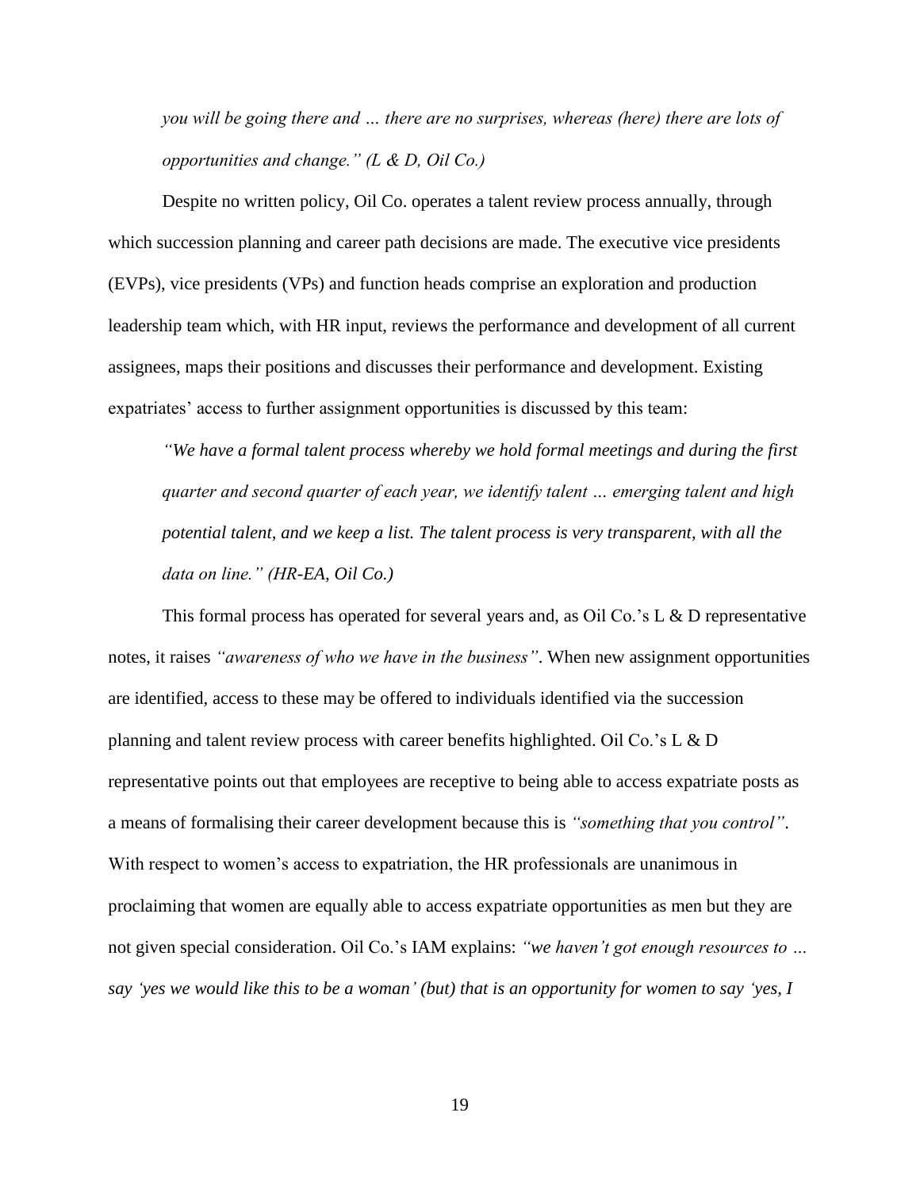*you will be going there and … there are no surprises, whereas (here) there are lots of opportunities and change." (L & D, Oil Co.)*

Despite no written policy, Oil Co. operates a talent review process annually, through which succession planning and career path decisions are made. The executive vice presidents (EVPs), vice presidents (VPs) and function heads comprise an exploration and production leadership team which, with HR input, reviews the performance and development of all current assignees, maps their positions and discusses their performance and development. Existing expatriates' access to further assignment opportunities is discussed by this team:

> *"We have a formal talent process whereby we hold formal meetings and during the first quarter and second quarter of each year, we identify talent … emerging talent and high potential talent, and we keep a list. The talent process is very transparent, with all the data on line." (HR-EA, Oil Co.)*

This formal process has operated for several years and, as Oil Co.'s L & D representative notes, it raises *"awareness of who we have in the business"*. When new assignment opportunities are identified, access to these may be offered to individuals identified via the succession planning and talent review process with career benefits highlighted. Oil Co.'s L & D representative points out that employees are receptive to being able to access expatriate posts as a means of formalising their career development because this is *"something that you control"*. With respect to women's access to expatriation, the HR professionals are unanimous in proclaiming that women are equally able to access expatriate opportunities as men but they are not given special consideration. Oil Co.'s IAM explains: *"we haven't got enough resources to … say 'yes we would like this to be a woman' (but) that is an opportunity for women to say 'yes, I*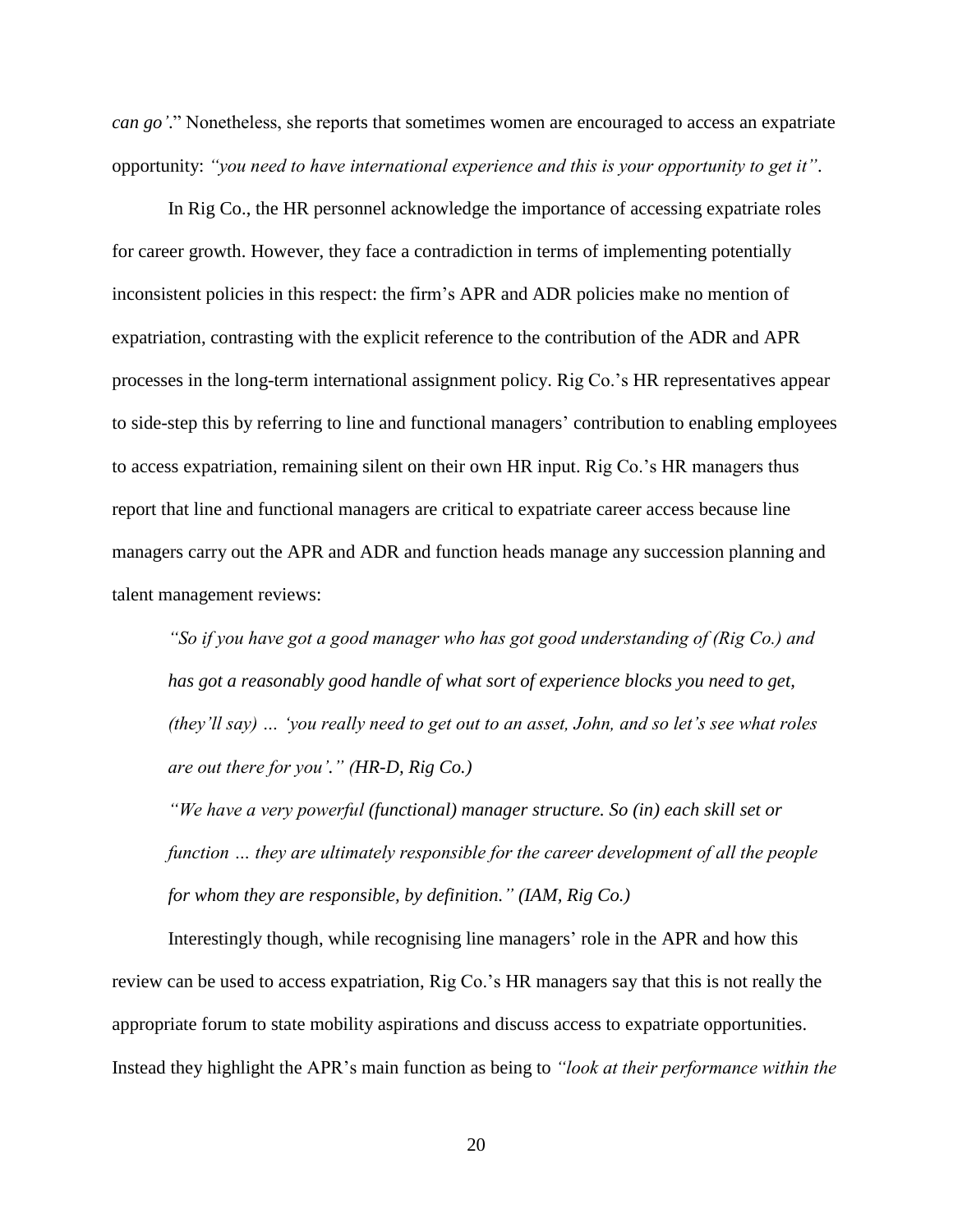*can go'*." Nonetheless, she reports that sometimes women are encouraged to access an expatriate opportunity: *"you need to have international experience and this is your opportunity to get it"*.

In Rig Co., the HR personnel acknowledge the importance of accessing expatriate roles for career growth. However, they face a contradiction in terms of implementing potentially inconsistent policies in this respect: the firm's APR and ADR policies make no mention of expatriation, contrasting with the explicit reference to the contribution of the ADR and APR processes in the long-term international assignment policy. Rig Co.'s HR representatives appear to side-step this by referring to line and functional managers' contribution to enabling employees to access expatriation, remaining silent on their own HR input. Rig Co.'s HR managers thus report that line and functional managers are critical to expatriate career access because line managers carry out the APR and ADR and function heads manage any succession planning and talent management reviews:

> *"So if you have got a good manager who has got good understanding of (Rig Co.) and has got a reasonably good handle of what sort of experience blocks you need to get, (they'll say) … 'you really need to get out to an asset, John, and so let's see what roles are out there for you'." (HR-D, Rig Co.)*
>
> *"We have a very powerful (functional) manager structure. So (in) each skill set or function … they are ultimately responsible for the career development of all the people for whom they are responsible, by definition." (IAM, Rig Co.)*

Interestingly though, while recognising line managers' role in the APR and how this review can be used to access expatriation, Rig Co.'s HR managers say that this is not really the appropriate forum to state mobility aspirations and discuss access to expatriate opportunities. Instead they highlight the APR's main function as being to *"look at their performance within the*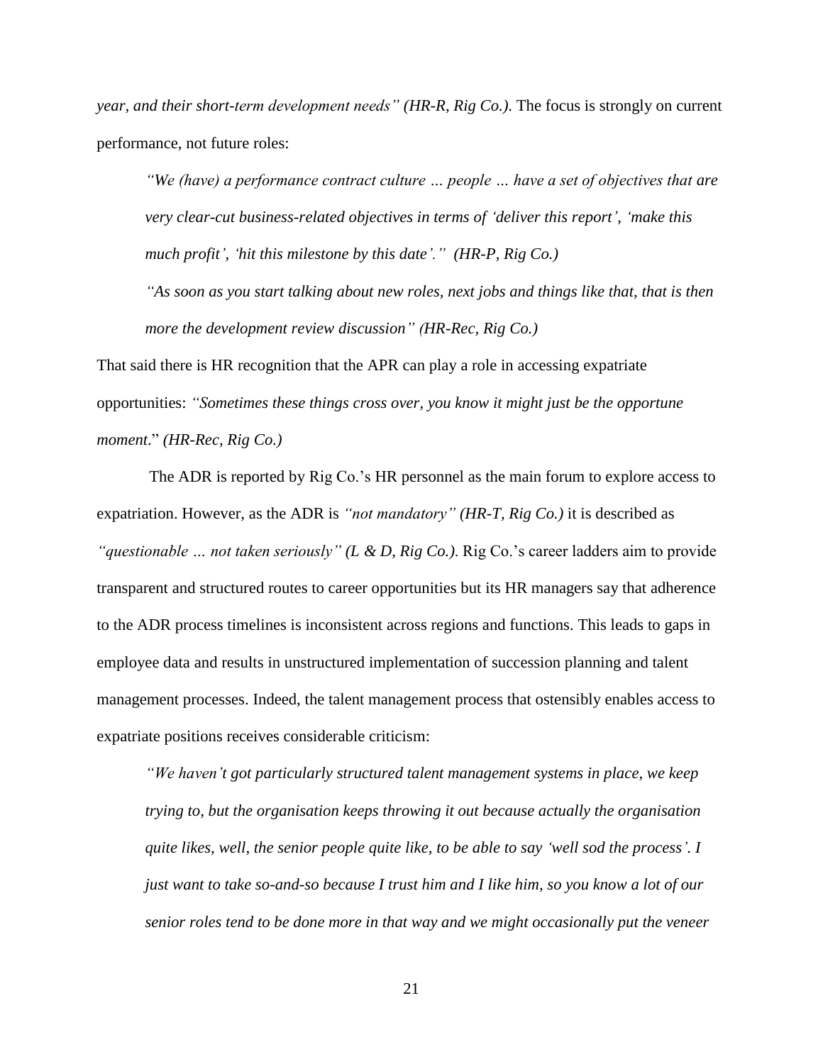*year, and their short-term development needs" (HR-R, Rig Co.)*. The focus is strongly on current performance, not future roles:

> *"We (have) a performance contract culture … people … have a set of objectives that are very clear-cut business-related objectives in terms of 'deliver this report', 'make this much profit', 'hit this milestone by this date'." (HR-P, Rig Co.)*
>
> *"As soon as you start talking about new roles, next jobs and things like that, that is then more the development review discussion" (HR-Rec, Rig Co.)*

That said there is HR recognition that the APR can play a role in accessing expatriate opportunities: *"Sometimes these things cross over, you know it might just be the opportune moment*." *(HR-Rec, Rig Co.)*

The ADR is reported by Rig Co.'s HR personnel as the main forum to explore access to expatriation. However, as the ADR is *"not mandatory" (HR-T, Rig Co.)* it is described as *"questionable … not taken seriously" (L & D, Rig Co.)*. Rig Co.'s career ladders aim to provide transparent and structured routes to career opportunities but its HR managers say that adherence to the ADR process timelines is inconsistent across regions and functions. This leads to gaps in employee data and results in unstructured implementation of succession planning and talent management processes. Indeed, the talent management process that ostensibly enables access to expatriate positions receives considerable criticism:

> *"We haven't got particularly structured talent management systems in place, we keep trying to, but the organisation keeps throwing it out because actually the organisation quite likes, well, the senior people quite like, to be able to say 'well sod the process'. I just want to take so-and-so because I trust him and I like him, so you know a lot of our senior roles tend to be done more in that way and we might occasionally put the veneer*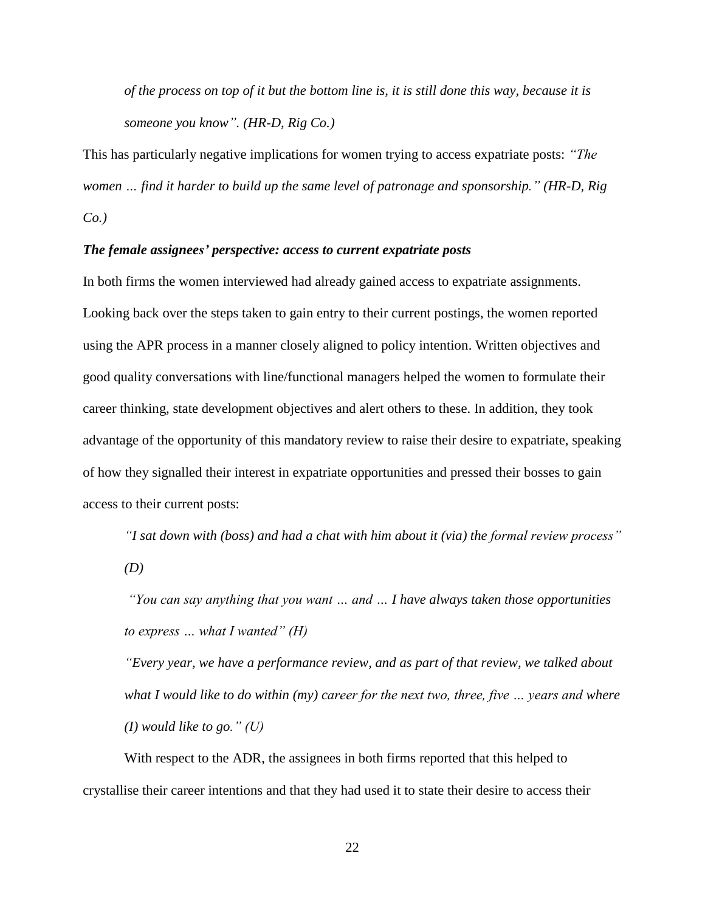*of the process on top of it but the bottom line is, it is still done this way, because it is someone you know". (HR-D, Rig Co.)*

This has particularly negative implications for women trying to access expatriate posts: *"The women … find it harder to build up the same level of patronage and sponsorship." (HR-D, Rig Co.)*

***The female assignees' perspective: access to current expatriate posts***

In both firms the women interviewed had already gained access to expatriate assignments. Looking back over the steps taken to gain entry to their current postings, the women reported using the APR process in a manner closely aligned to policy intention. Written objectives and good quality conversations with line/functional managers helped the women to formulate their career thinking, state development objectives and alert others to these. In addition, they took advantage of the opportunity of this mandatory review to raise their desire to expatriate, speaking of how they signalled their interest in expatriate opportunities and pressed their bosses to gain access to their current posts:

> *"I sat down with (boss) and had a chat with him about it (via) the formal review process" (D)*
>
> *"You can say anything that you want … and … I have always taken those opportunities to express … what I wanted" (H)*
>
> *"Every year, we have a performance review, and as part of that review, we talked about what I would like to do within (my) career for the next two, three, five … years and where (I) would like to go." (U)*

With respect to the ADR, the assignees in both firms reported that this helped to crystallise their career intentions and that they had used it to state their desire to access their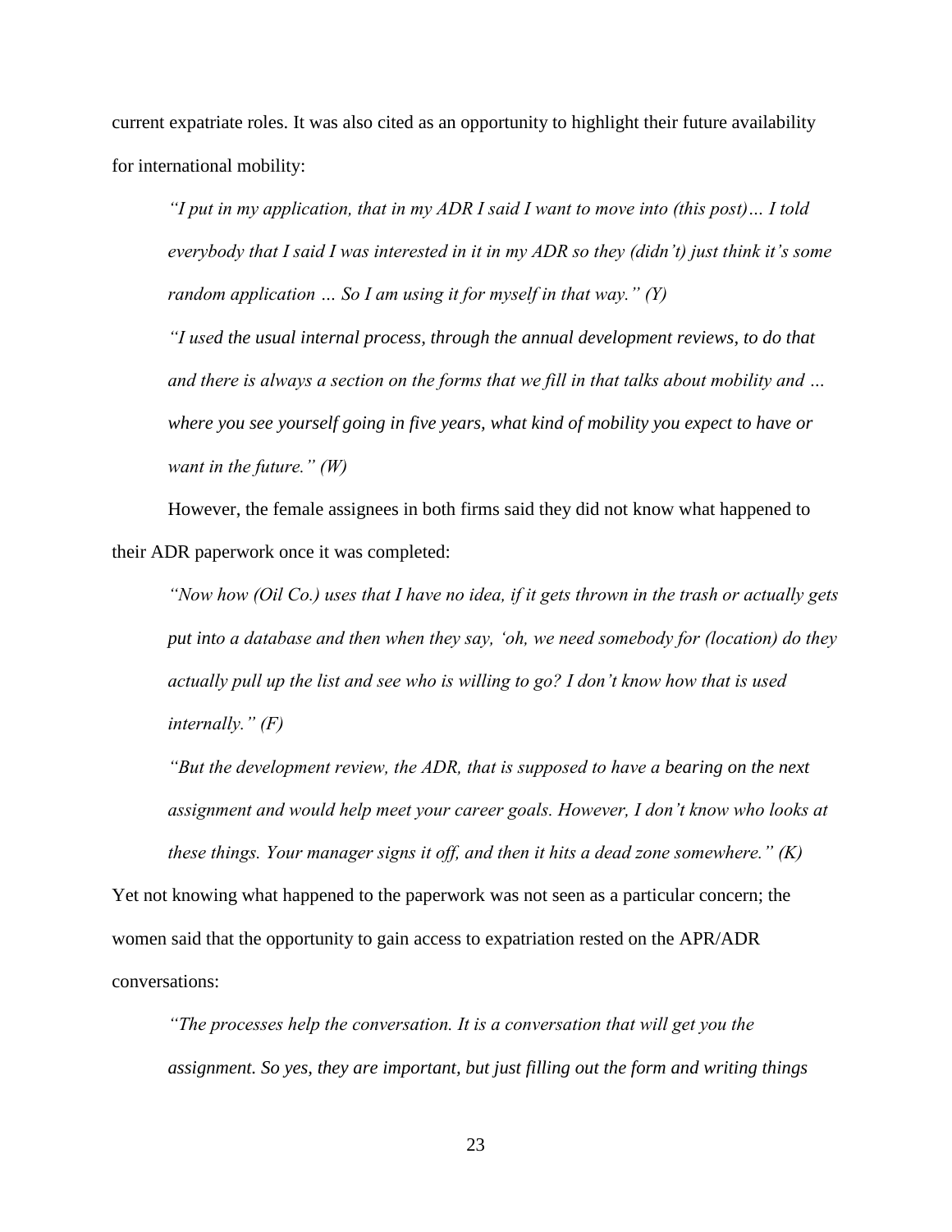current expatriate roles. It was also cited as an opportunity to highlight their future availability for international mobility:

> *"I put in my application, that in my ADR I said I want to move into (this post)… I told everybody that I said I was interested in it in my ADR so they (didn't) just think it's some random application … So I am using it for myself in that way." (Y)*
>
> *"I used the usual internal process, through the annual development reviews, to do that and there is always a section on the forms that we fill in that talks about mobility and … where you see yourself going in five years, what kind of mobility you expect to have or want in the future." (W)*

However, the female assignees in both firms said they did not know what happened to their ADR paperwork once it was completed:

> *"Now how (Oil Co.) uses that I have no idea, if it gets thrown in the trash or actually gets put into a database and then when they say, 'oh, we need somebody for (location) do they actually pull up the list and see who is willing to go? I don't know how that is used internally." (F)*
>
> *"But the development review, the ADR, that is supposed to have a bearing on the next assignment and would help meet your career goals. However, I don't know who looks at these things. Your manager signs it off, and then it hits a dead zone somewhere." (K)*

Yet not knowing what happened to the paperwork was not seen as a particular concern; the women said that the opportunity to gain access to expatriation rested on the APR/ADR conversations:

> *"The processes help the conversation. It is a conversation that will get you the assignment. So yes, they are important, but just filling out the form and writing things*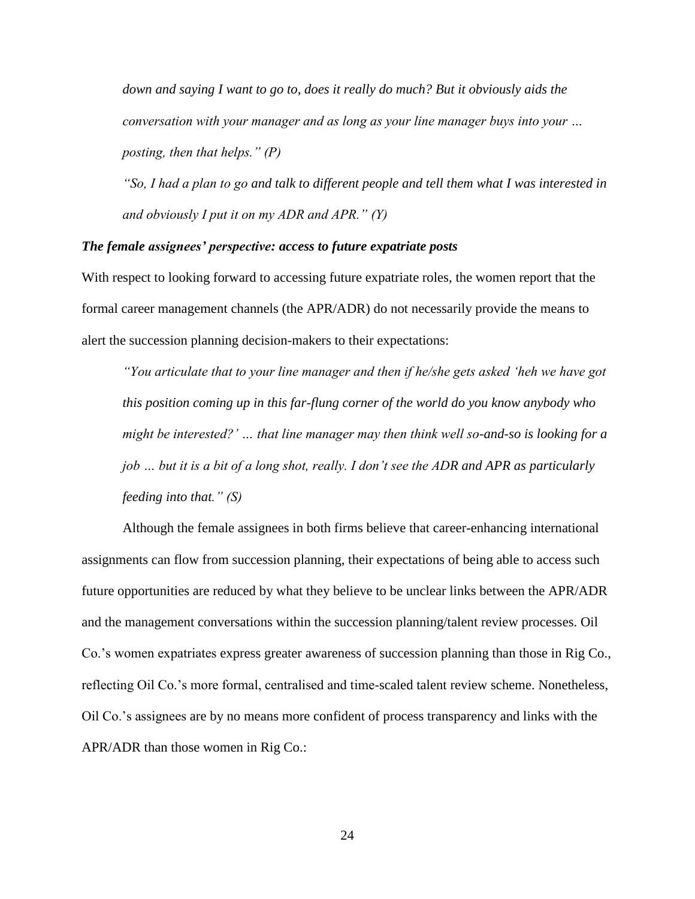*down and saying I want to go to, does it really do much? But it obviously aids the conversation with your manager and as long as your line manager buys into your … posting, then that helps." (P)*

*"So, I had a plan to go and talk to different people and tell them what I was interested in and obviously I put it on my ADR and APR." (Y)*

***The female assignees' perspective: access to future expatriate posts***

With respect to looking forward to accessing future expatriate roles, the women report that the formal career management channels (the APR/ADR) do not necessarily provide the means to alert the succession planning decision-makers to their expectations:

*"You articulate that to your line manager and then if he/she gets asked 'heh we have got this position coming up in this far-flung corner of the world do you know anybody who might be interested?' … that line manager may then think well so-and-so is looking for a job … but it is a bit of a long shot, really. I don't see the ADR and APR as particularly feeding into that." (S)*

Although the female assignees in both firms believe that career-enhancing international assignments can flow from succession planning, their expectations of being able to access such future opportunities are reduced by what they believe to be unclear links between the APR/ADR and the management conversations within the succession planning/talent review processes. Oil Co.'s women expatriates express greater awareness of succession planning than those in Rig Co., reflecting Oil Co.'s more formal, centralised and time-scaled talent review scheme. Nonetheless, Oil Co.'s assignees are by no means more confident of process transparency and links with the APR/ADR than those women in Rig Co.: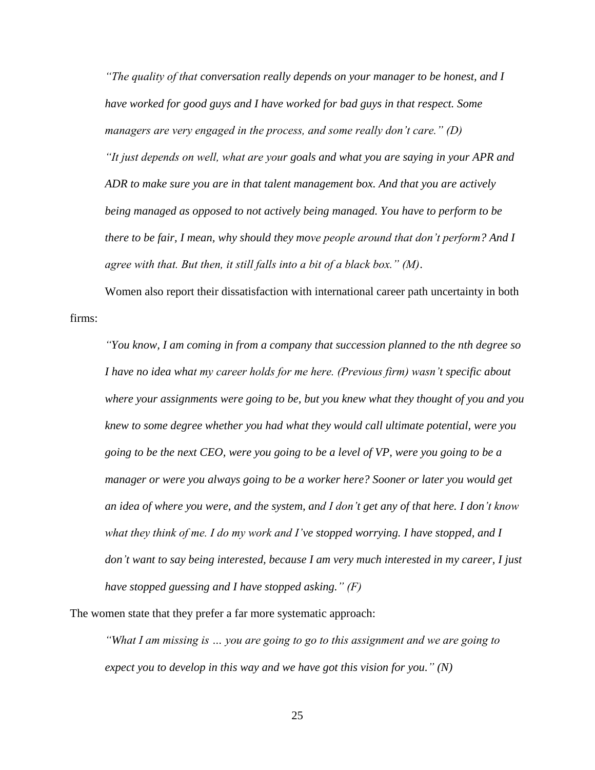*"The quality of that conversation really depends on your manager to be honest, and I have worked for good guys and I have worked for bad guys in that respect. Some managers are very engaged in the process, and some really don't care." (D)*

*"It just depends on well, what are your goals and what you are saying in your APR and ADR to make sure you are in that talent management box. And that you are actively being managed as opposed to not actively being managed. You have to perform to be there to be fair, I mean, why should they move people around that don't perform? And I agree with that. But then, it still falls into a bit of a black box." (M)*.

Women also report their dissatisfaction with international career path uncertainty in both firms:

*"You know, I am coming in from a company that succession planned to the nth degree so I have no idea what my career holds for me here. (Previous firm) wasn't specific about where your assignments were going to be, but you knew what they thought of you and you knew to some degree whether you had what they would call ultimate potential, were you going to be the next CEO, were you going to be a level of VP, were you going to be a manager or were you always going to be a worker here? Sooner or later you would get an idea of where you were, and the system, and I don't get any of that here. I don't know what they think of me. I do my work and I've stopped worrying. I have stopped, and I don't want to say being interested, because I am very much interested in my career, I just have stopped guessing and I have stopped asking." (F)*

The women state that they prefer a far more systematic approach:

*"What I am missing is … you are going to go to this assignment and we are going to expect you to develop in this way and we have got this vision for you." (N)*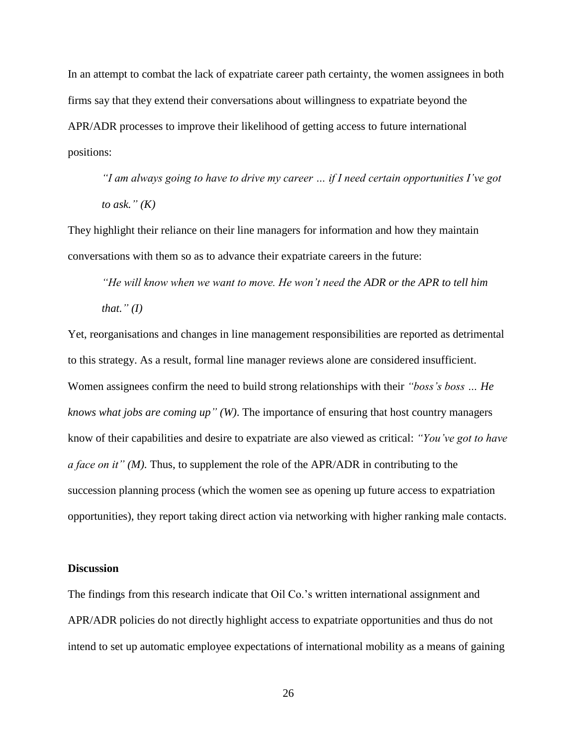In an attempt to combat the lack of expatriate career path certainty, the women assignees in both firms say that they extend their conversations about willingness to expatriate beyond the APR/ADR processes to improve their likelihood of getting access to future international positions:

> *"I am always going to have to drive my career … if I need certain opportunities I've got to ask." (K)*

They highlight their reliance on their line managers for information and how they maintain conversations with them so as to advance their expatriate careers in the future:

> *"He will know when we want to move. He won't need the ADR or the APR to tell him that." (I)*

Yet, reorganisations and changes in line management responsibilities are reported as detrimental to this strategy. As a result, formal line manager reviews alone are considered insufficient. Women assignees confirm the need to build strong relationships with their *"boss's boss … He knows what jobs are coming up" (W)*. The importance of ensuring that host country managers know of their capabilities and desire to expatriate are also viewed as critical: *"You've got to have a face on it" (M)*. Thus, to supplement the role of the APR/ADR in contributing to the succession planning process (which the women see as opening up future access to expatriation opportunities), they report taking direct action via networking with higher ranking male contacts.

## Discussion

The findings from this research indicate that Oil Co.'s written international assignment and APR/ADR policies do not directly highlight access to expatriate opportunities and thus do not intend to set up automatic employee expectations of international mobility as a means of gaining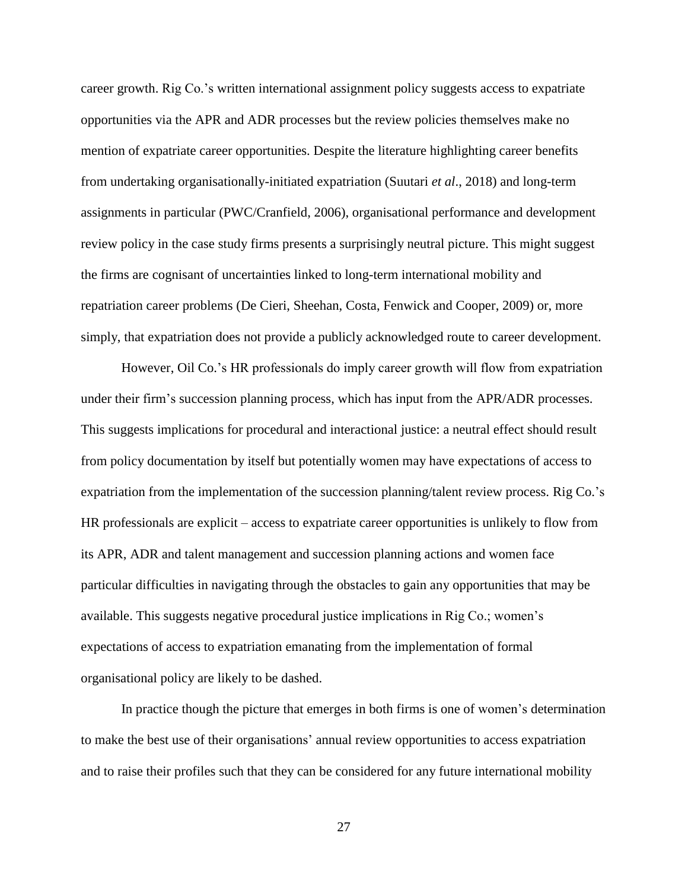career growth. Rig Co.'s written international assignment policy suggests access to expatriate opportunities via the APR and ADR processes but the review policies themselves make no mention of expatriate career opportunities. Despite the literature highlighting career benefits from undertaking organisationally-initiated expatriation (Suutari *et al*., 2018) and long-term assignments in particular (PWC/Cranfield, 2006), organisational performance and development review policy in the case study firms presents a surprisingly neutral picture. This might suggest the firms are cognisant of uncertainties linked to long-term international mobility and repatriation career problems (De Cieri, Sheehan, Costa, Fenwick and Cooper, 2009) or, more simply, that expatriation does not provide a publicly acknowledged route to career development.

However, Oil Co.'s HR professionals do imply career growth will flow from expatriation under their firm's succession planning process, which has input from the APR/ADR processes. This suggests implications for procedural and interactional justice: a neutral effect should result from policy documentation by itself but potentially women may have expectations of access to expatriation from the implementation of the succession planning/talent review process. Rig Co.'s HR professionals are explicit – access to expatriate career opportunities is unlikely to flow from its APR, ADR and talent management and succession planning actions and women face particular difficulties in navigating through the obstacles to gain any opportunities that may be available. This suggests negative procedural justice implications in Rig Co.; women's expectations of access to expatriation emanating from the implementation of formal organisational policy are likely to be dashed.

In practice though the picture that emerges in both firms is one of women's determination to make the best use of their organisations' annual review opportunities to access expatriation and to raise their profiles such that they can be considered for any future international mobility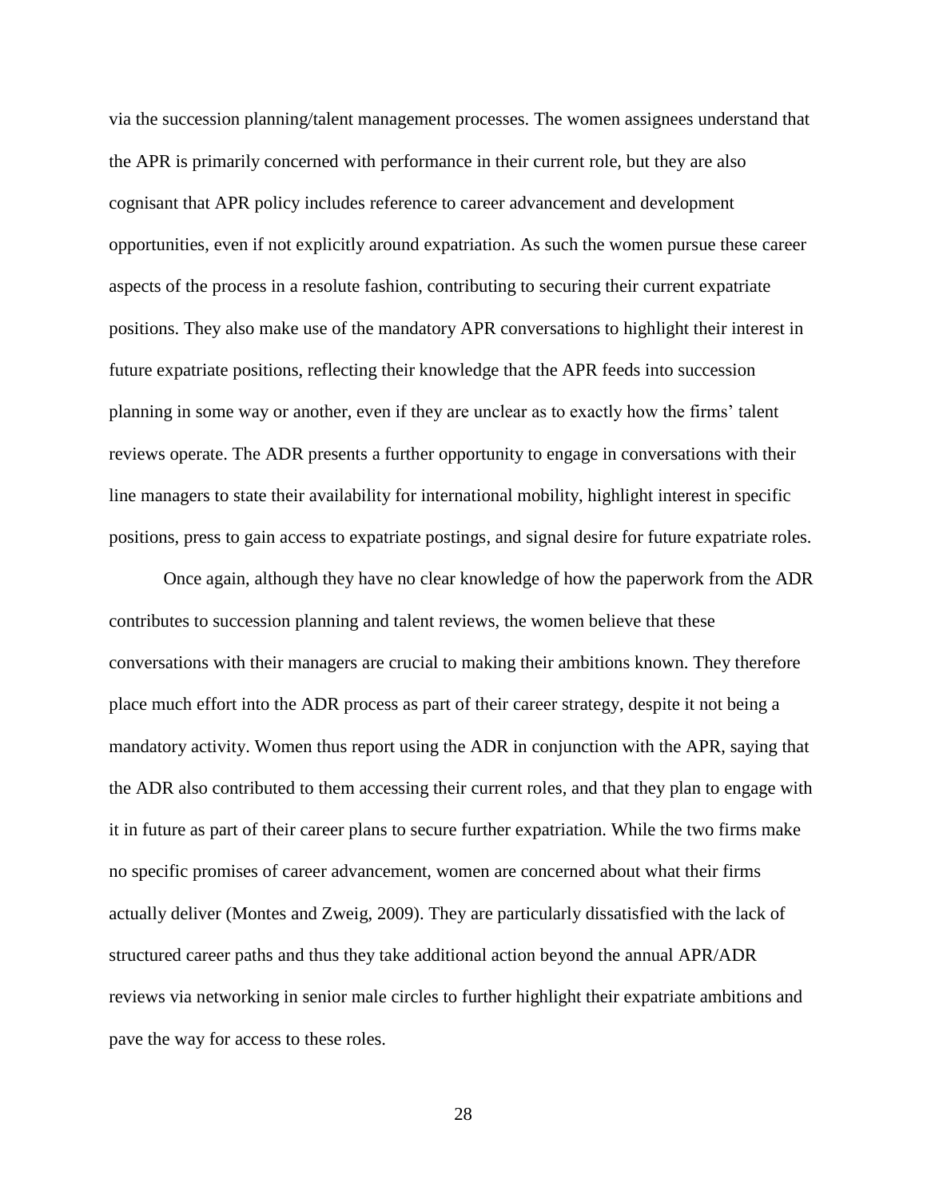via the succession planning/talent management processes. The women assignees understand that the APR is primarily concerned with performance in their current role, but they are also cognisant that APR policy includes reference to career advancement and development opportunities, even if not explicitly around expatriation. As such the women pursue these career aspects of the process in a resolute fashion, contributing to securing their current expatriate positions. They also make use of the mandatory APR conversations to highlight their interest in future expatriate positions, reflecting their knowledge that the APR feeds into succession planning in some way or another, even if they are unclear as to exactly how the firms' talent reviews operate. The ADR presents a further opportunity to engage in conversations with their line managers to state their availability for international mobility, highlight interest in specific positions, press to gain access to expatriate postings, and signal desire for future expatriate roles.

Once again, although they have no clear knowledge of how the paperwork from the ADR contributes to succession planning and talent reviews, the women believe that these conversations with their managers are crucial to making their ambitions known. They therefore place much effort into the ADR process as part of their career strategy, despite it not being a mandatory activity. Women thus report using the ADR in conjunction with the APR, saying that the ADR also contributed to them accessing their current roles, and that they plan to engage with it in future as part of their career plans to secure further expatriation. While the two firms make no specific promises of career advancement, women are concerned about what their firms actually deliver (Montes and Zweig, 2009). They are particularly dissatisfied with the lack of structured career paths and thus they take additional action beyond the annual APR/ADR reviews via networking in senior male circles to further highlight their expatriate ambitions and pave the way for access to these roles.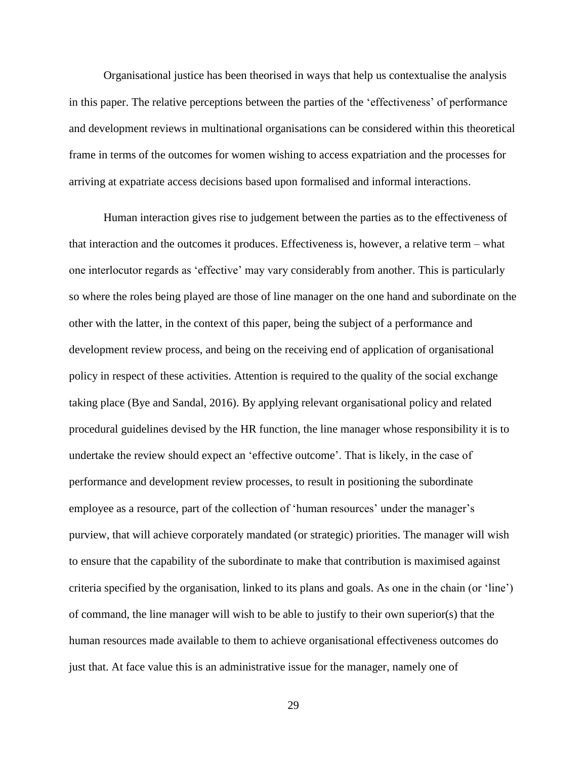Organisational justice has been theorised in ways that help us contextualise the analysis in this paper. The relative perceptions between the parties of the 'effectiveness' of performance and development reviews in multinational organisations can be considered within this theoretical frame in terms of the outcomes for women wishing to access expatriation and the processes for arriving at expatriate access decisions based upon formalised and informal interactions.

Human interaction gives rise to judgement between the parties as to the effectiveness of that interaction and the outcomes it produces. Effectiveness is, however, a relative term – what one interlocutor regards as 'effective' may vary considerably from another. This is particularly so where the roles being played are those of line manager on the one hand and subordinate on the other with the latter, in the context of this paper, being the subject of a performance and development review process, and being on the receiving end of application of organisational policy in respect of these activities. Attention is required to the quality of the social exchange taking place (Bye and Sandal, 2016). By applying relevant organisational policy and related procedural guidelines devised by the HR function, the line manager whose responsibility it is to undertake the review should expect an 'effective outcome'. That is likely, in the case of performance and development review processes, to result in positioning the subordinate employee as a resource, part of the collection of 'human resources' under the manager's purview, that will achieve corporately mandated (or strategic) priorities. The manager will wish to ensure that the capability of the subordinate to make that contribution is maximised against criteria specified by the organisation, linked to its plans and goals. As one in the chain (or 'line') of command, the line manager will wish to be able to justify to their own superior(s) that the human resources made available to them to achieve organisational effectiveness outcomes do just that. At face value this is an administrative issue for the manager, namely one of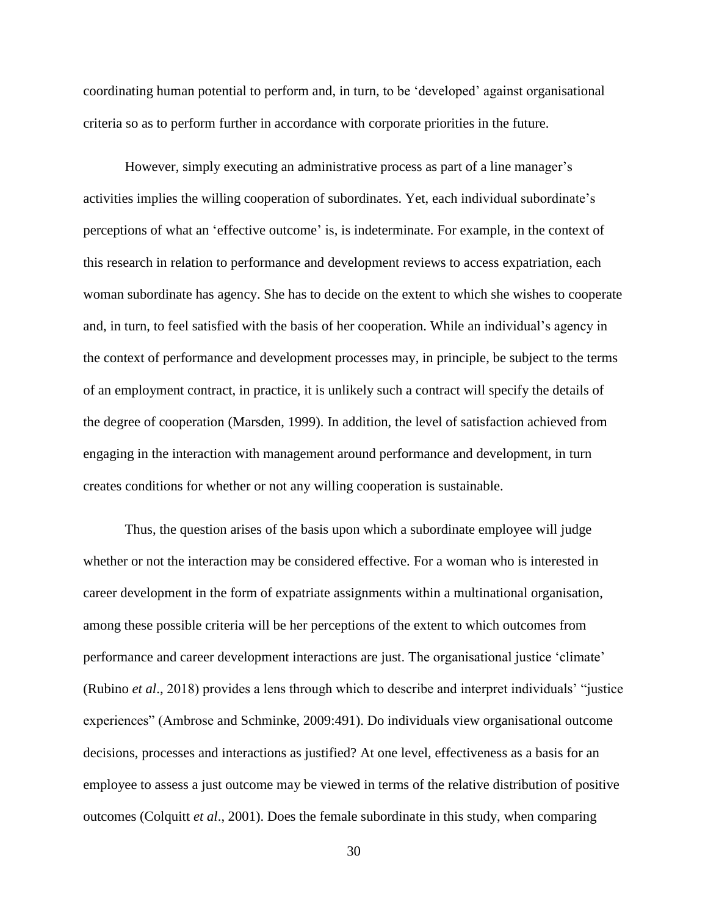coordinating human potential to perform and, in turn, to be 'developed' against organisational criteria so as to perform further in accordance with corporate priorities in the future.

However, simply executing an administrative process as part of a line manager's activities implies the willing cooperation of subordinates. Yet, each individual subordinate's perceptions of what an 'effective outcome' is, is indeterminate. For example, in the context of this research in relation to performance and development reviews to access expatriation, each woman subordinate has agency. She has to decide on the extent to which she wishes to cooperate and, in turn, to feel satisfied with the basis of her cooperation. While an individual's agency in the context of performance and development processes may, in principle, be subject to the terms of an employment contract, in practice, it is unlikely such a contract will specify the details of the degree of cooperation (Marsden, 1999). In addition, the level of satisfaction achieved from engaging in the interaction with management around performance and development, in turn creates conditions for whether or not any willing cooperation is sustainable.

Thus, the question arises of the basis upon which a subordinate employee will judge whether or not the interaction may be considered effective. For a woman who is interested in career development in the form of expatriate assignments within a multinational organisation, among these possible criteria will be her perceptions of the extent to which outcomes from performance and career development interactions are just. The organisational justice 'climate' (Rubino *et al*., 2018) provides a lens through which to describe and interpret individuals' "justice experiences" (Ambrose and Schminke, 2009:491). Do individuals view organisational outcome decisions, processes and interactions as justified? At one level, effectiveness as a basis for an employee to assess a just outcome may be viewed in terms of the relative distribution of positive outcomes (Colquitt *et al*., 2001). Does the female subordinate in this study, when comparing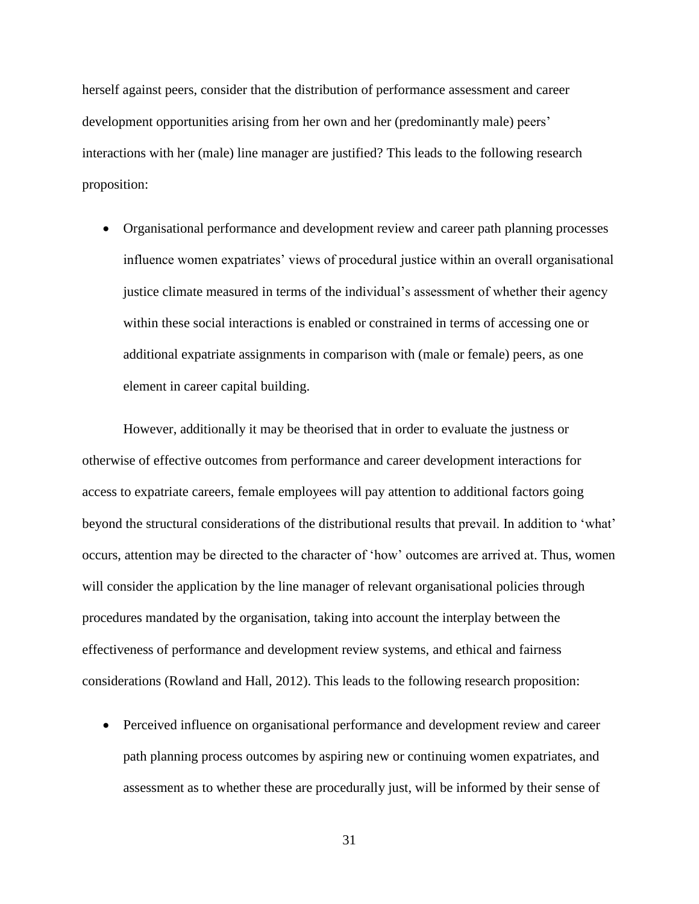herself against peers, consider that the distribution of performance assessment and career development opportunities arising from her own and her (predominantly male) peers' interactions with her (male) line manager are justified? This leads to the following research proposition:

- Organisational performance and development review and career path planning processes influence women expatriates' views of procedural justice within an overall organisational justice climate measured in terms of the individual's assessment of whether their agency within these social interactions is enabled or constrained in terms of accessing one or additional expatriate assignments in comparison with (male or female) peers, as one element in career capital building.

However, additionally it may be theorised that in order to evaluate the justness or otherwise of effective outcomes from performance and career development interactions for access to expatriate careers, female employees will pay attention to additional factors going beyond the structural considerations of the distributional results that prevail. In addition to 'what' occurs, attention may be directed to the character of 'how' outcomes are arrived at. Thus, women will consider the application by the line manager of relevant organisational policies through procedures mandated by the organisation, taking into account the interplay between the effectiveness of performance and development review systems, and ethical and fairness considerations (Rowland and Hall, 2012). This leads to the following research proposition:

- Perceived influence on organisational performance and development review and career path planning process outcomes by aspiring new or continuing women expatriates, and assessment as to whether these are procedurally just, will be informed by their sense of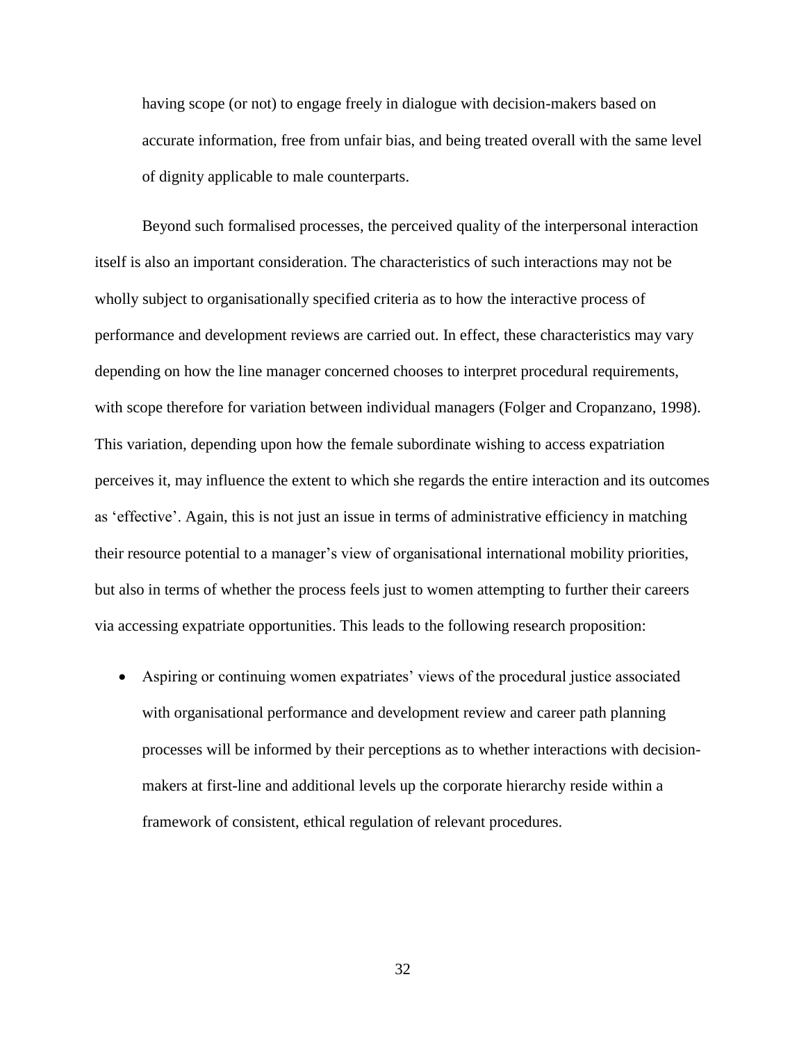having scope (or not) to engage freely in dialogue with decision-makers based on accurate information, free from unfair bias, and being treated overall with the same level of dignity applicable to male counterparts.

Beyond such formalised processes, the perceived quality of the interpersonal interaction itself is also an important consideration. The characteristics of such interactions may not be wholly subject to organisationally specified criteria as to how the interactive process of performance and development reviews are carried out. In effect, these characteristics may vary depending on how the line manager concerned chooses to interpret procedural requirements, with scope therefore for variation between individual managers (Folger and Cropanzano, 1998). This variation, depending upon how the female subordinate wishing to access expatriation perceives it, may influence the extent to which she regards the entire interaction and its outcomes as 'effective'. Again, this is not just an issue in terms of administrative efficiency in matching their resource potential to a manager's view of organisational international mobility priorities, but also in terms of whether the process feels just to women attempting to further their careers via accessing expatriate opportunities. This leads to the following research proposition:

- Aspiring or continuing women expatriates' views of the procedural justice associated with organisational performance and development review and career path planning processes will be informed by their perceptions as to whether interactions with decision-makers at first-line and additional levels up the corporate hierarchy reside within a framework of consistent, ethical regulation of relevant procedures.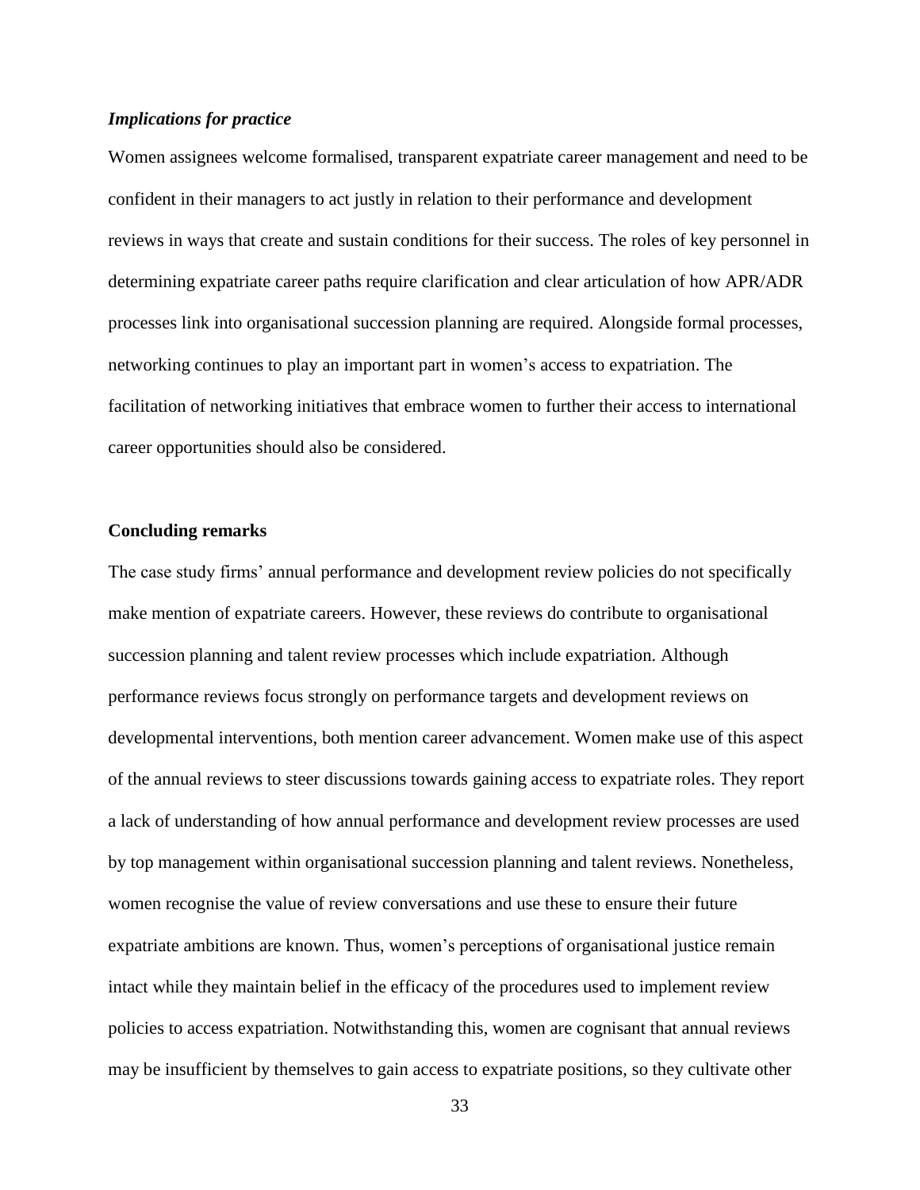### *Implications for practice*

Women assignees welcome formalised, transparent expatriate career management and need to be confident in their managers to act justly in relation to their performance and development reviews in ways that create and sustain conditions for their success. The roles of key personnel in determining expatriate career paths require clarification and clear articulation of how APR/ADR processes link into organisational succession planning are required. Alongside formal processes, networking continues to play an important part in women's access to expatriation. The facilitation of networking initiatives that embrace women to further their access to international career opportunities should also be considered.

## Concluding remarks

The case study firms' annual performance and development review policies do not specifically make mention of expatriate careers. However, these reviews do contribute to organisational succession planning and talent review processes which include expatriation. Although performance reviews focus strongly on performance targets and development reviews on developmental interventions, both mention career advancement. Women make use of this aspect of the annual reviews to steer discussions towards gaining access to expatriate roles. They report a lack of understanding of how annual performance and development review processes are used by top management within organisational succession planning and talent reviews. Nonetheless, women recognise the value of review conversations and use these to ensure their future expatriate ambitions are known. Thus, women's perceptions of organisational justice remain intact while they maintain belief in the efficacy of the procedures used to implement review policies to access expatriation. Notwithstanding this, women are cognisant that annual reviews may be insufficient by themselves to gain access to expatriate positions, so they cultivate other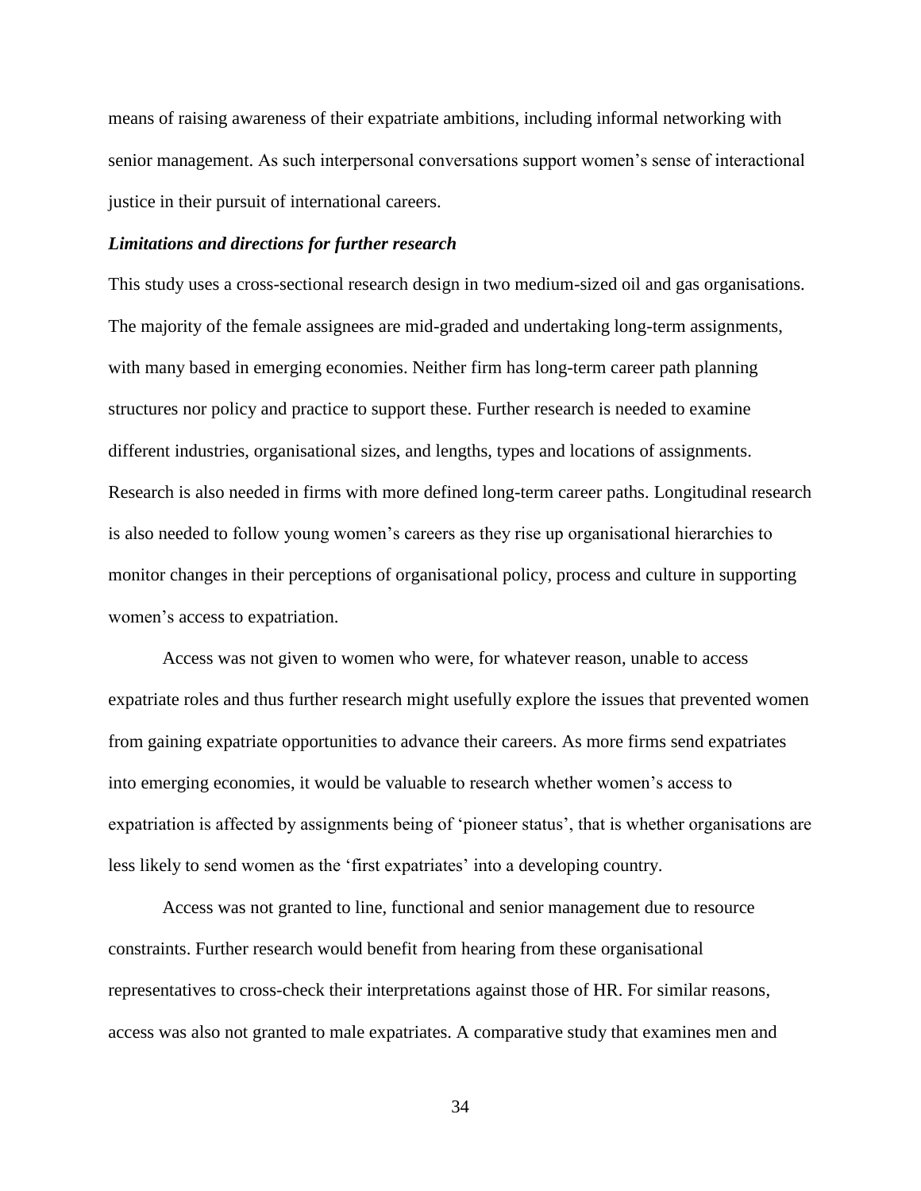means of raising awareness of their expatriate ambitions, including informal networking with senior management. As such interpersonal conversations support women's sense of interactional justice in their pursuit of international careers.

### *Limitations and directions for further research*

This study uses a cross-sectional research design in two medium-sized oil and gas organisations. The majority of the female assignees are mid-graded and undertaking long-term assignments, with many based in emerging economies. Neither firm has long-term career path planning structures nor policy and practice to support these. Further research is needed to examine different industries, organisational sizes, and lengths, types and locations of assignments. Research is also needed in firms with more defined long-term career paths. Longitudinal research is also needed to follow young women's careers as they rise up organisational hierarchies to monitor changes in their perceptions of organisational policy, process and culture in supporting women's access to expatriation.

Access was not given to women who were, for whatever reason, unable to access expatriate roles and thus further research might usefully explore the issues that prevented women from gaining expatriate opportunities to advance their careers. As more firms send expatriates into emerging economies, it would be valuable to research whether women's access to expatriation is affected by assignments being of 'pioneer status', that is whether organisations are less likely to send women as the 'first expatriates' into a developing country.

Access was not granted to line, functional and senior management due to resource constraints. Further research would benefit from hearing from these organisational representatives to cross-check their interpretations against those of HR. For similar reasons, access was also not granted to male expatriates. A comparative study that examines men and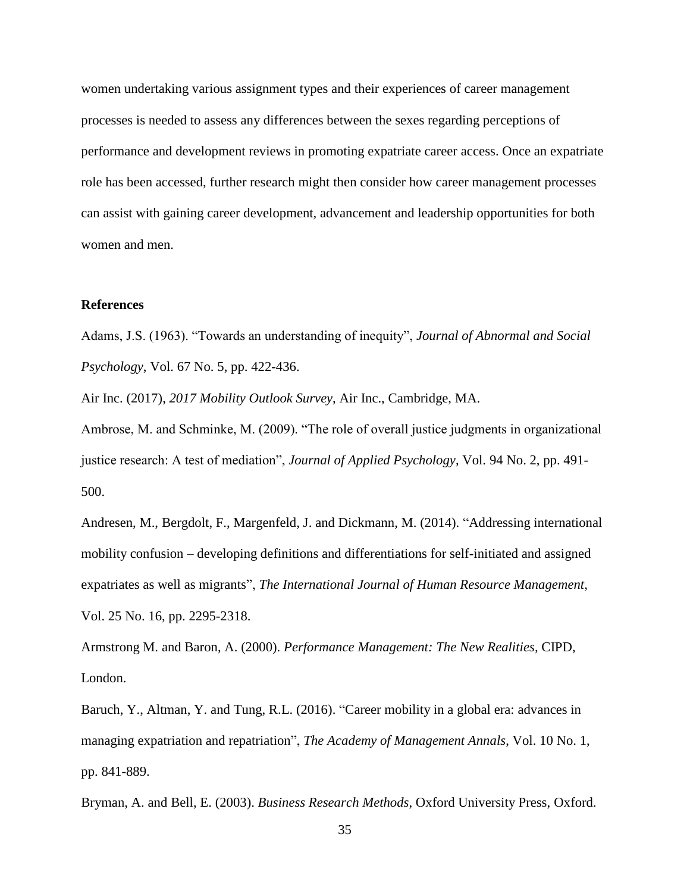women undertaking various assignment types and their experiences of career management processes is needed to assess any differences between the sexes regarding perceptions of performance and development reviews in promoting expatriate career access. Once an expatriate role has been accessed, further research might then consider how career management processes can assist with gaining career development, advancement and leadership opportunities for both women and men.

**References**

Adams, J.S. (1963). "Towards an understanding of inequity", *Journal of Abnormal and Social Psychology*, Vol. 67 No. 5, pp. 422-436.

Air Inc. (2017), *2017 Mobility Outlook Survey*, Air Inc., Cambridge, MA.

Ambrose, M. and Schminke, M. (2009). "The role of overall justice judgments in organizational justice research: A test of mediation", *Journal of Applied Psychology*, Vol. 94 No. 2, pp. 491-500.

Andresen, M., Bergdolt, F., Margenfeld, J. and Dickmann, M. (2014). "Addressing international mobility confusion – developing definitions and differentiations for self-initiated and assigned expatriates as well as migrants", *The International Journal of Human Resource Management*, Vol. 25 No. 16, pp. 2295-2318.

Armstrong M. and Baron, A. (2000). *Performance Management: The New Realities*, CIPD, London.

Baruch, Y., Altman, Y. and Tung, R.L. (2016). "Career mobility in a global era: advances in managing expatriation and repatriation", *The Academy of Management Annals*, Vol. 10 No. 1, pp. 841-889.

Bryman, A. and Bell, E. (2003). *Business Research Methods*, Oxford University Press, Oxford.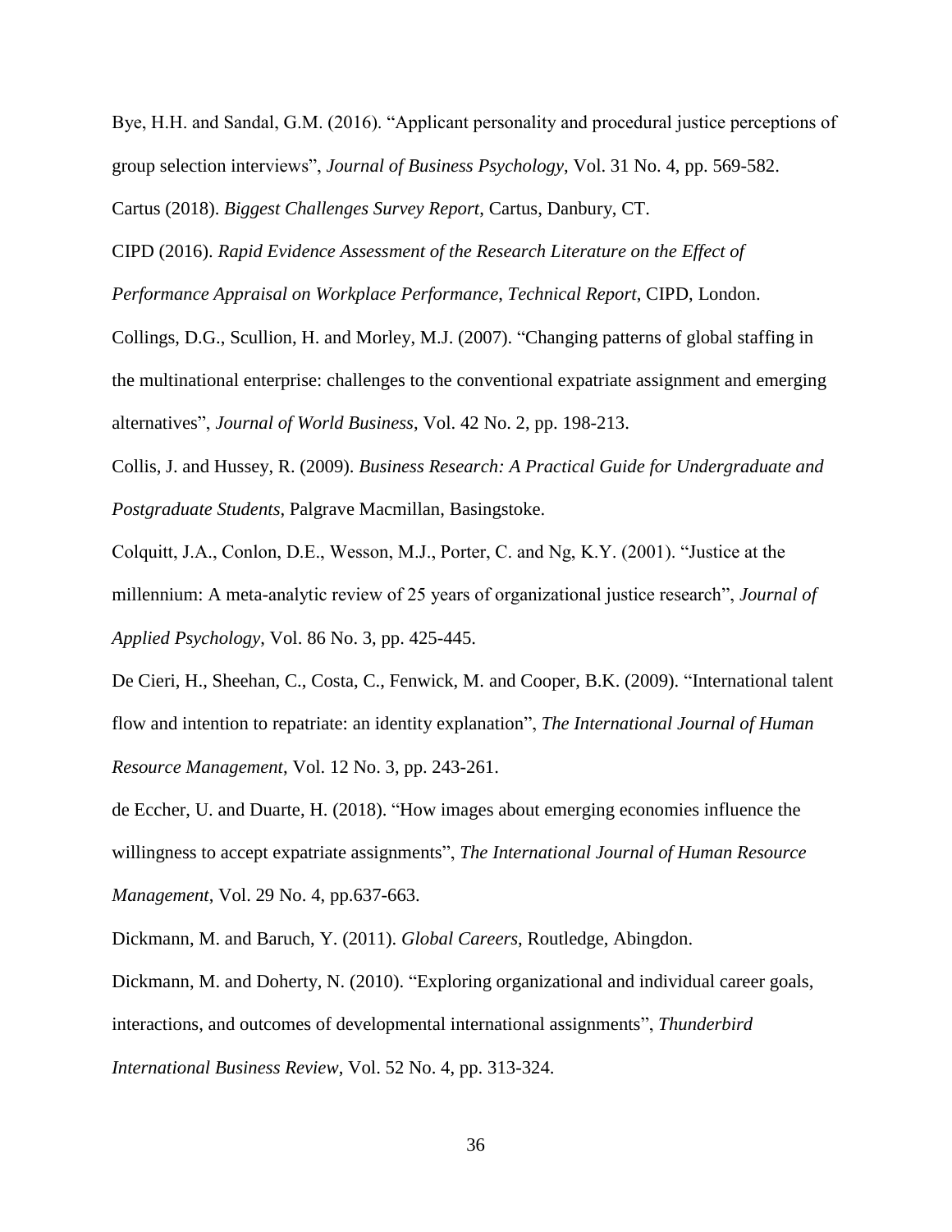Bye, H.H. and Sandal, G.M. (2016). “Applicant personality and procedural justice perceptions of group selection interviews”, *Journal of Business Psychology*, Vol. 31 No. 4, pp. 569-582.

Cartus (2018). *Biggest Challenges Survey Report*, Cartus, Danbury, CT.

CIPD (2016). *Rapid Evidence Assessment of the Research Literature on the Effect of Performance Appraisal on Workplace Performance*, *Technical Report*, CIPD, London.

Collings, D.G., Scullion, H. and Morley, M.J. (2007). “Changing patterns of global staffing in the multinational enterprise: challenges to the conventional expatriate assignment and emerging alternatives”, *Journal of World Business*, Vol. 42 No. 2, pp. 198-213.

Collis, J. and Hussey, R. (2009). *Business Research: A Practical Guide for Undergraduate and Postgraduate Students*, Palgrave Macmillan, Basingstoke.

Colquitt, J.A., Conlon, D.E., Wesson, M.J., Porter, C. and Ng, K.Y. (2001). “Justice at the millennium: A meta-analytic review of 25 years of organizational justice research”, *Journal of Applied Psychology*, Vol. 86 No. 3, pp. 425-445.

De Cieri, H., Sheehan, C., Costa, C., Fenwick, M. and Cooper, B.K. (2009). “International talent flow and intention to repatriate: an identity explanation”, *The International Journal of Human Resource Management*, Vol. 12 No. 3, pp. 243-261.

de Eccher, U. and Duarte, H. (2018). “How images about emerging economies influence the willingness to accept expatriate assignments”, *The International Journal of Human Resource Management*, Vol. 29 No. 4, pp.637-663.

Dickmann, M. and Baruch, Y. (2011). *Global Careers*, Routledge, Abingdon.

Dickmann, M. and Doherty, N. (2010). “Exploring organizational and individual career goals, interactions, and outcomes of developmental international assignments”, *Thunderbird International Business Review*, Vol. 52 No. 4, pp. 313-324.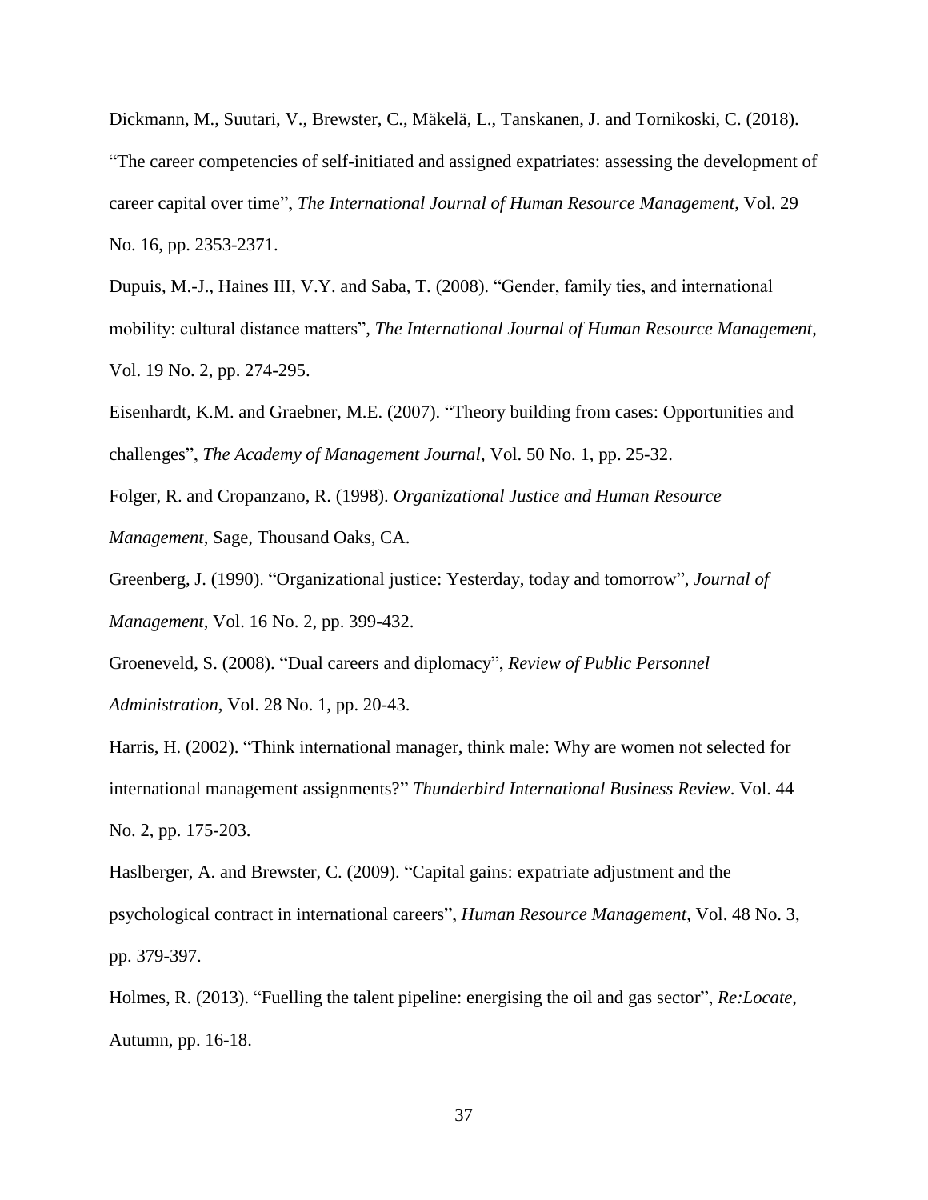Dickmann, M., Suutari, V., Brewster, C., Mäkelä, L., Tanskanen, J. and Tornikoski, C. (2018). "The career competencies of self-initiated and assigned expatriates: assessing the development of career capital over time", *The International Journal of Human Resource Management*, Vol. 29 No. 16, pp. 2353-2371.

Dupuis, M.-J., Haines III, V.Y. and Saba, T. (2008). "Gender, family ties, and international mobility: cultural distance matters", *The International Journal of Human Resource Management*, Vol. 19 No. 2, pp. 274-295.

Eisenhardt, K.M. and Graebner, M.E. (2007). "Theory building from cases: Opportunities and challenges", *The Academy of Management Journal*, Vol. 50 No. 1, pp. 25-32.

Folger, R. and Cropanzano, R. (1998). *Organizational Justice and Human Resource Management*, Sage, Thousand Oaks, CA.

Greenberg, J. (1990). "Organizational justice: Yesterday, today and tomorrow", *Journal of Management*, Vol. 16 No. 2, pp. 399-432.

Groeneveld, S. (2008). "Dual careers and diplomacy", *Review of Public Personnel Administration*, Vol. 28 No. 1, pp. 20-43.

Harris, H. (2002). "Think international manager, think male: Why are women not selected for international management assignments?" *Thunderbird International Business Review*. Vol. 44 No. 2, pp. 175-203.

Haslberger, A. and Brewster, C. (2009). "Capital gains: expatriate adjustment and the psychological contract in international careers", *Human Resource Management*, Vol. 48 No. 3, pp. 379-397.

Holmes, R. (2013). "Fuelling the talent pipeline: energising the oil and gas sector", *Re:Locate*, Autumn, pp. 16-18.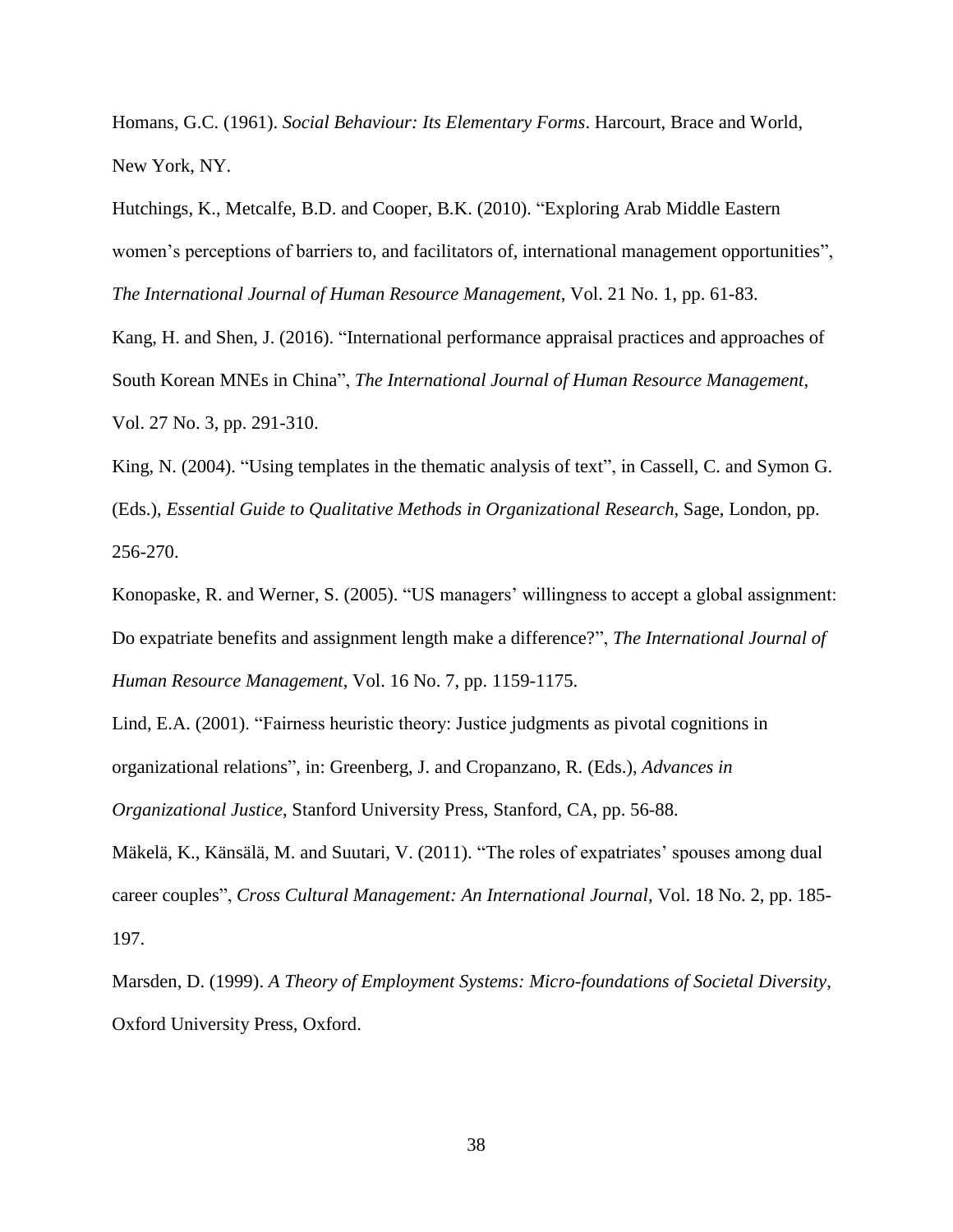Homans, G.C. (1961). *Social Behaviour: Its Elementary Forms*. Harcourt, Brace and World, New York, NY.

Hutchings, K., Metcalfe, B.D. and Cooper, B.K. (2010). "Exploring Arab Middle Eastern women's perceptions of barriers to, and facilitators of, international management opportunities", *The International Journal of Human Resource Management*, Vol. 21 No. 1, pp. 61-83.

Kang, H. and Shen, J. (2016). "International performance appraisal practices and approaches of South Korean MNEs in China", *The International Journal of Human Resource Management*, Vol. 27 No. 3, pp. 291-310.

King, N. (2004). "Using templates in the thematic analysis of text", in Cassell, C. and Symon G. (Eds.), *Essential Guide to Qualitative Methods in Organizational Research*, Sage, London, pp. 256-270.

Konopaske, R. and Werner, S. (2005). "US managers' willingness to accept a global assignment: Do expatriate benefits and assignment length make a difference?", *The International Journal of Human Resource Management*, Vol. 16 No. 7, pp. 1159-1175.

Lind, E.A. (2001). "Fairness heuristic theory: Justice judgments as pivotal cognitions in organizational relations", in: Greenberg, J. and Cropanzano, R. (Eds.), *Advances in Organizational Justice*, Stanford University Press, Stanford, CA, pp. 56-88.

Mäkelä, K., Känsälä, M. and Suutari, V. (2011). "The roles of expatriates' spouses among dual career couples", *Cross Cultural Management: An International Journal*, Vol. 18 No. 2, pp. 185-197.

Marsden, D. (1999). *A Theory of Employment Systems: Micro-foundations of Societal Diversity*, Oxford University Press, Oxford.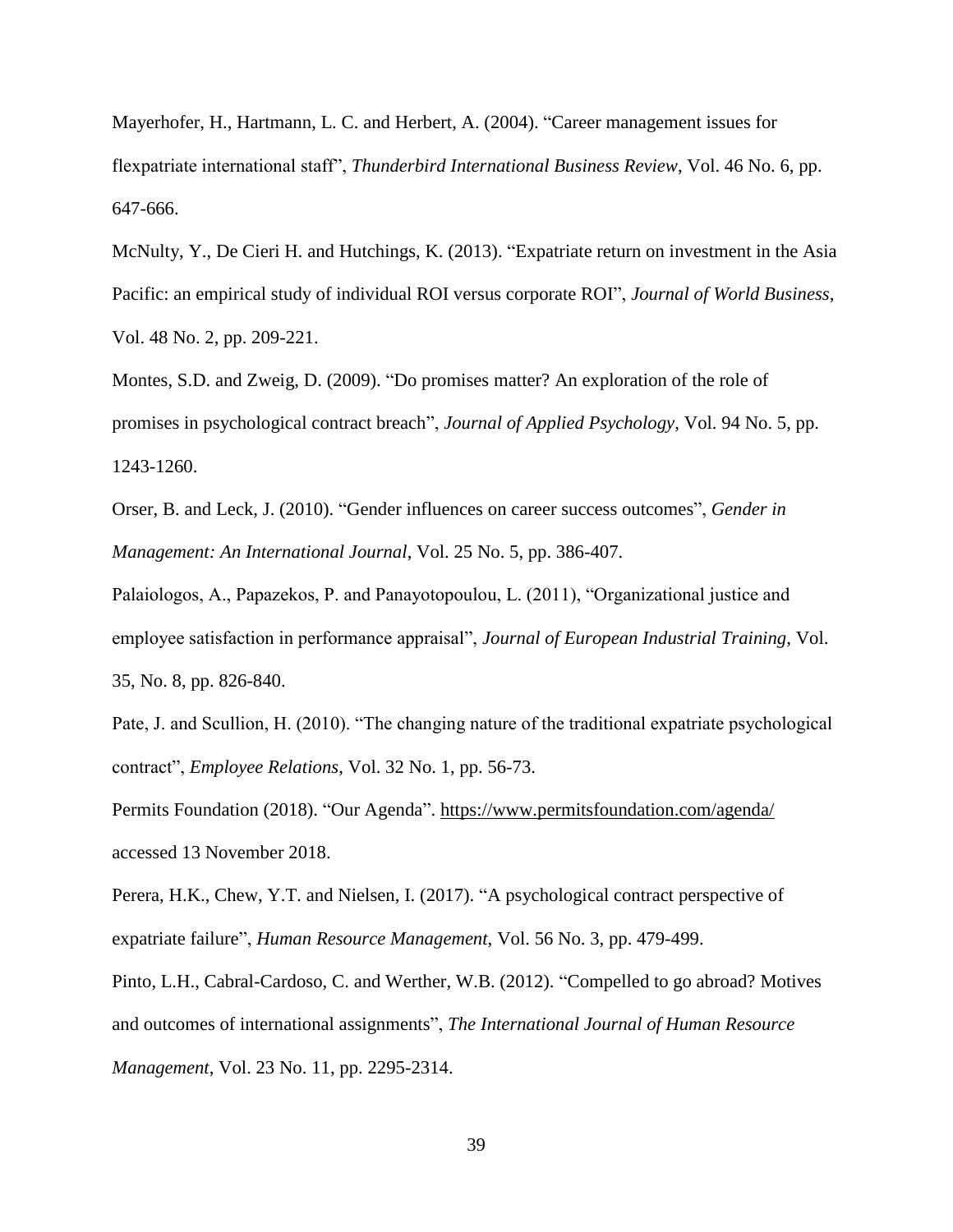Mayerhofer, H., Hartmann, L. C. and Herbert, A. (2004). "Career management issues for flexpatriate international staff", *Thunderbird International Business Review*, Vol. 46 No. 6, pp. 647-666.

McNulty, Y., De Cieri H. and Hutchings, K. (2013). "Expatriate return on investment in the Asia Pacific: an empirical study of individual ROI versus corporate ROI", *Journal of World Business*, Vol. 48 No. 2, pp. 209-221.

Montes, S.D. and Zweig, D. (2009). "Do promises matter? An exploration of the role of promises in psychological contract breach", *Journal of Applied Psychology*, Vol. 94 No. 5, pp. 1243-1260.

Orser, B. and Leck, J. (2010). "Gender influences on career success outcomes", *Gender in Management: An International Journal*, Vol. 25 No. 5, pp. 386-407.

Palaiologos, A., Papazekos, P. and Panayotopoulou, L. (2011), "Organizational justice and employee satisfaction in performance appraisal", *Journal of European Industrial Training*, Vol. 35, No. 8, pp. 826-840.

Pate, J. and Scullion, H. (2010). "The changing nature of the traditional expatriate psychological contract", *Employee Relations*, Vol. 32 No. 1, pp. 56-73.

Permits Foundation (2018). "Our Agenda". https://www.permitsfoundation.com/agenda/ accessed 13 November 2018.

Perera, H.K., Chew, Y.T. and Nielsen, I. (2017). "A psychological contract perspective of expatriate failure", *Human Resource Management*, Vol. 56 No. 3, pp. 479-499.

Pinto, L.H., Cabral-Cardoso, C. and Werther, W.B. (2012). "Compelled to go abroad? Motives and outcomes of international assignments", *The International Journal of Human Resource Management*, Vol. 23 No. 11, pp. 2295-2314.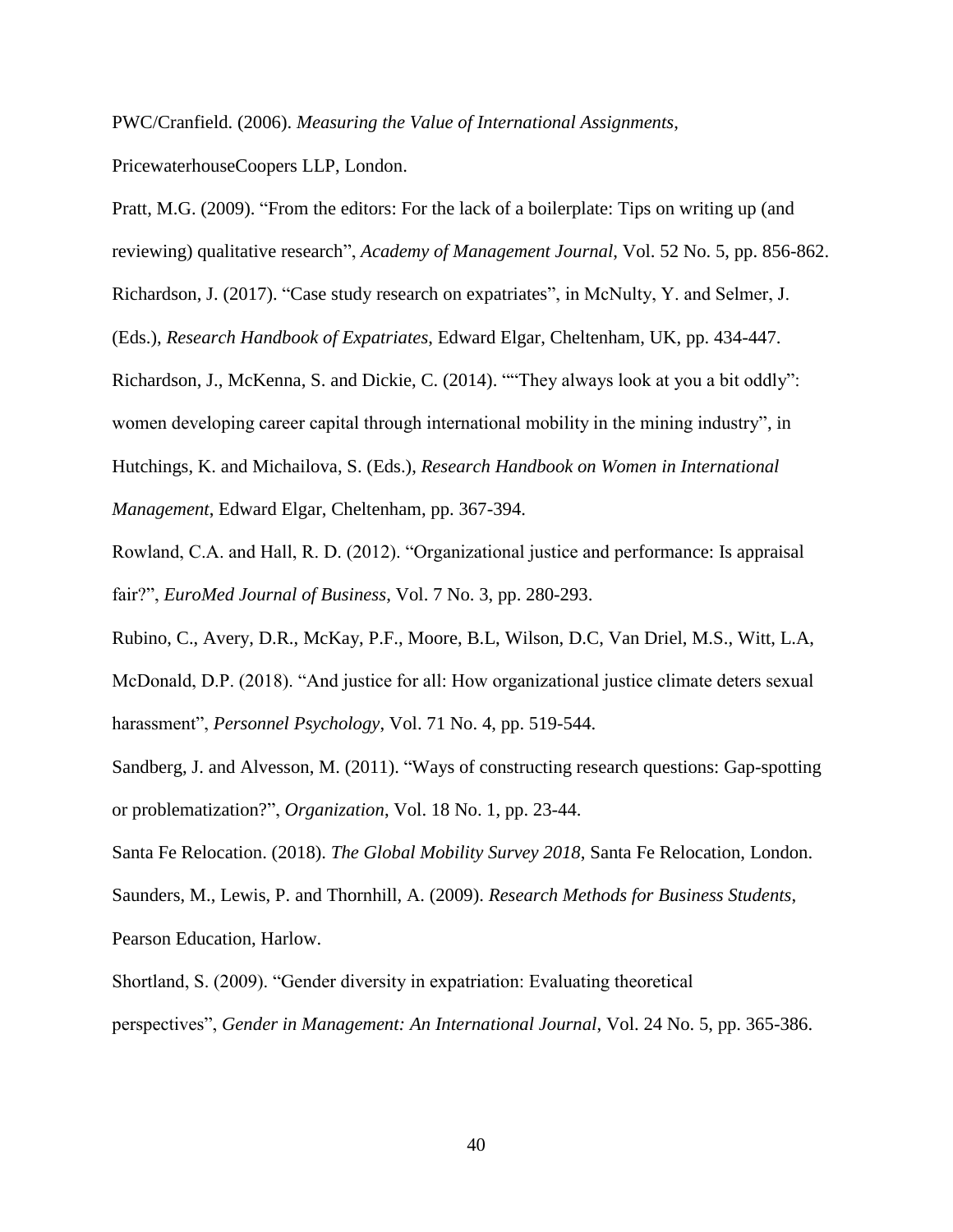PWC/Cranfield. (2006). *Measuring the Value of International Assignments*, PricewaterhouseCoopers LLP, London.

Pratt, M.G. (2009). "From the editors: For the lack of a boilerplate: Tips on writing up (and reviewing) qualitative research", *Academy of Management Journal*, Vol. 52 No. 5, pp. 856-862.

Richardson, J. (2017). "Case study research on expatriates", in McNulty, Y. and Selmer, J. (Eds.), *Research Handbook of Expatriates*, Edward Elgar, Cheltenham, UK, pp. 434-447.

Richardson, J., McKenna, S. and Dickie, C. (2014). ""They always look at you a bit oddly": women developing career capital through international mobility in the mining industry", in Hutchings, K. and Michailova, S. (Eds.), *Research Handbook on Women in International Management*, Edward Elgar, Cheltenham, pp. 367-394.

Rowland, C.A. and Hall, R. D. (2012). "Organizational justice and performance: Is appraisal fair?", *EuroMed Journal of Business*, Vol. 7 No. 3, pp. 280-293.

Rubino, C., Avery, D.R., McKay, P.F., Moore, B.L, Wilson, D.C, Van Driel, M.S., Witt, L.A, McDonald, D.P. (2018). "And justice for all: How organizational justice climate deters sexual harassment", *Personnel Psychology*, Vol. 71 No. 4, pp. 519-544.

Sandberg, J. and Alvesson, M. (2011). "Ways of constructing research questions: Gap-spotting or problematization?", *Organization*, Vol. 18 No. 1, pp. 23-44.

Santa Fe Relocation. (2018). *The Global Mobility Survey 2018*, Santa Fe Relocation, London.

Saunders, M., Lewis, P. and Thornhill, A. (2009). *Research Methods for Business Students*, Pearson Education, Harlow.

Shortland, S. (2009). "Gender diversity in expatriation: Evaluating theoretical perspectives", *Gender in Management: An International Journal*, Vol. 24 No. 5, pp. 365-386.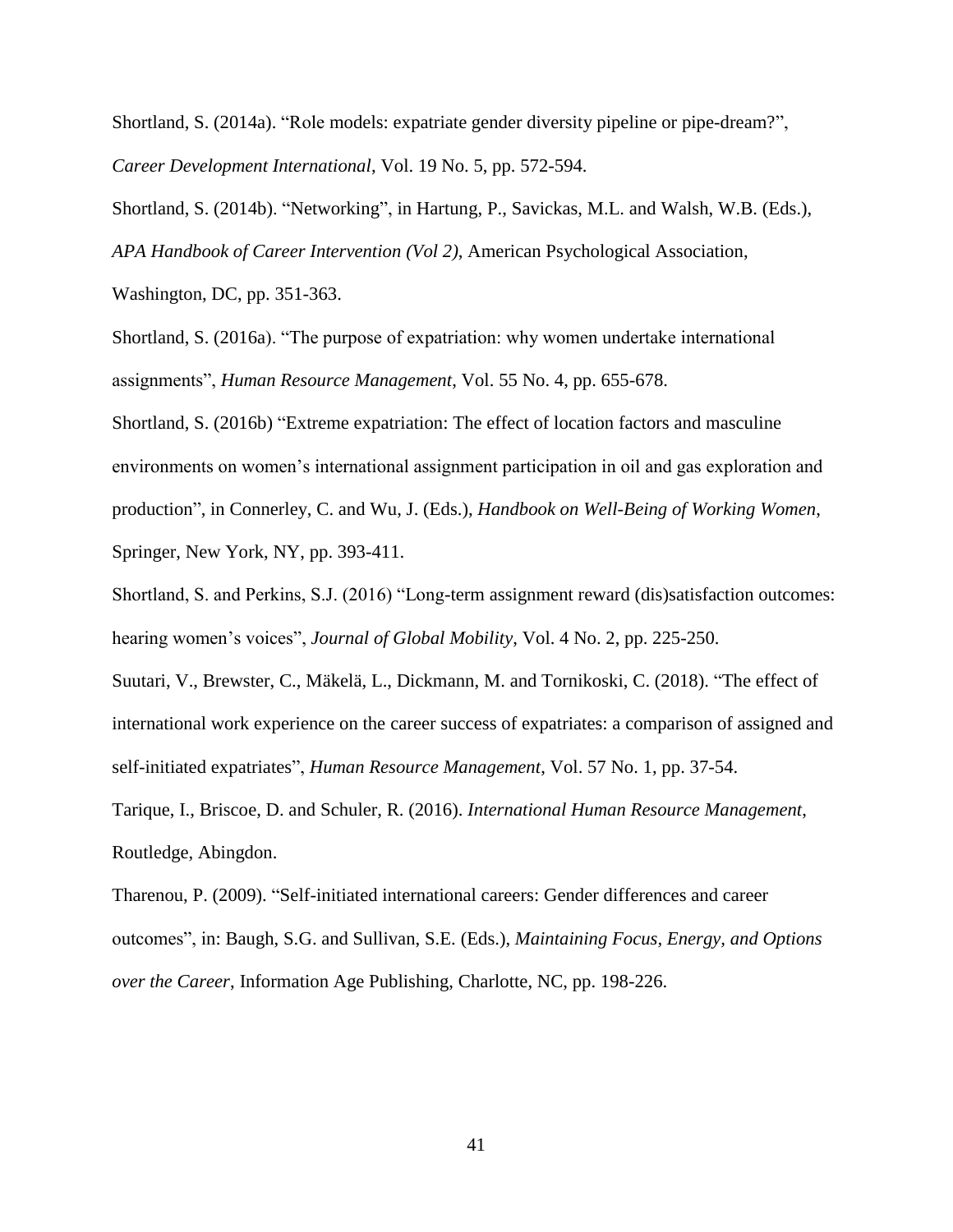Shortland, S. (2014a). "Role models: expatriate gender diversity pipeline or pipe-dream?", *Career Development International*, Vol. 19 No. 5, pp. 572-594.

Shortland, S. (2014b). "Networking", in Hartung, P., Savickas, M.L. and Walsh, W.B. (Eds.), *APA Handbook of Career Intervention (Vol 2)*, American Psychological Association, Washington, DC, pp. 351-363.

Shortland, S. (2016a). "The purpose of expatriation: why women undertake international assignments", *Human Resource Management*, Vol. 55 No. 4, pp. 655-678.

Shortland, S. (2016b) "Extreme expatriation: The effect of location factors and masculine environments on women's international assignment participation in oil and gas exploration and production", in Connerley, C. and Wu, J. (Eds.), *Handbook on Well-Being of Working Women*, Springer, New York, NY, pp. 393-411.

Shortland, S. and Perkins, S.J. (2016) "Long-term assignment reward (dis)satisfaction outcomes: hearing women's voices", *Journal of Global Mobility*, Vol. 4 No. 2, pp. 225-250.

Suutari, V., Brewster, C., Mäkelä, L., Dickmann, M. and Tornikoski, C. (2018). "The effect of international work experience on the career success of expatriates: a comparison of assigned and self-initiated expatriates", *Human Resource Management*, Vol. 57 No. 1, pp. 37-54.

Tarique, I., Briscoe, D. and Schuler, R. (2016). *International Human Resource Management*, Routledge, Abingdon.

Tharenou, P. (2009). "Self-initiated international careers: Gender differences and career outcomes", in: Baugh, S.G. and Sullivan, S.E. (Eds.), *Maintaining Focus, Energy, and Options over the Career*, Information Age Publishing, Charlotte, NC, pp. 198-226.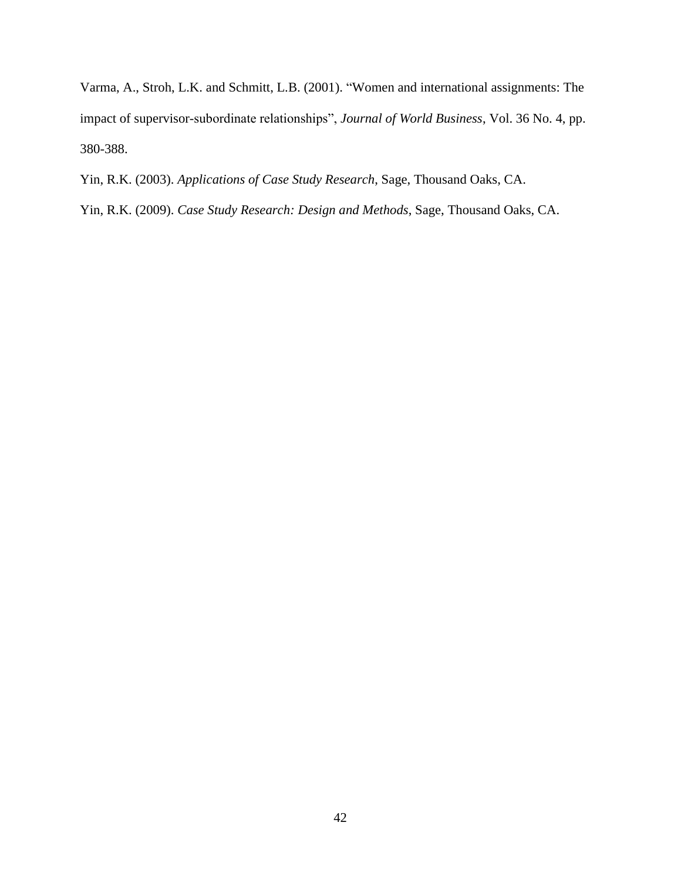Varma, A., Stroh, L.K. and Schmitt, L.B. (2001). “Women and international assignments: The impact of supervisor-subordinate relationships”, *Journal of World Business*, Vol. 36 No. 4, pp. 380-388.

Yin, R.K. (2003). *Applications of Case Study Research*, Sage, Thousand Oaks, CA.

Yin, R.K. (2009). *Case Study Research: Design and Methods*, Sage, Thousand Oaks, CA.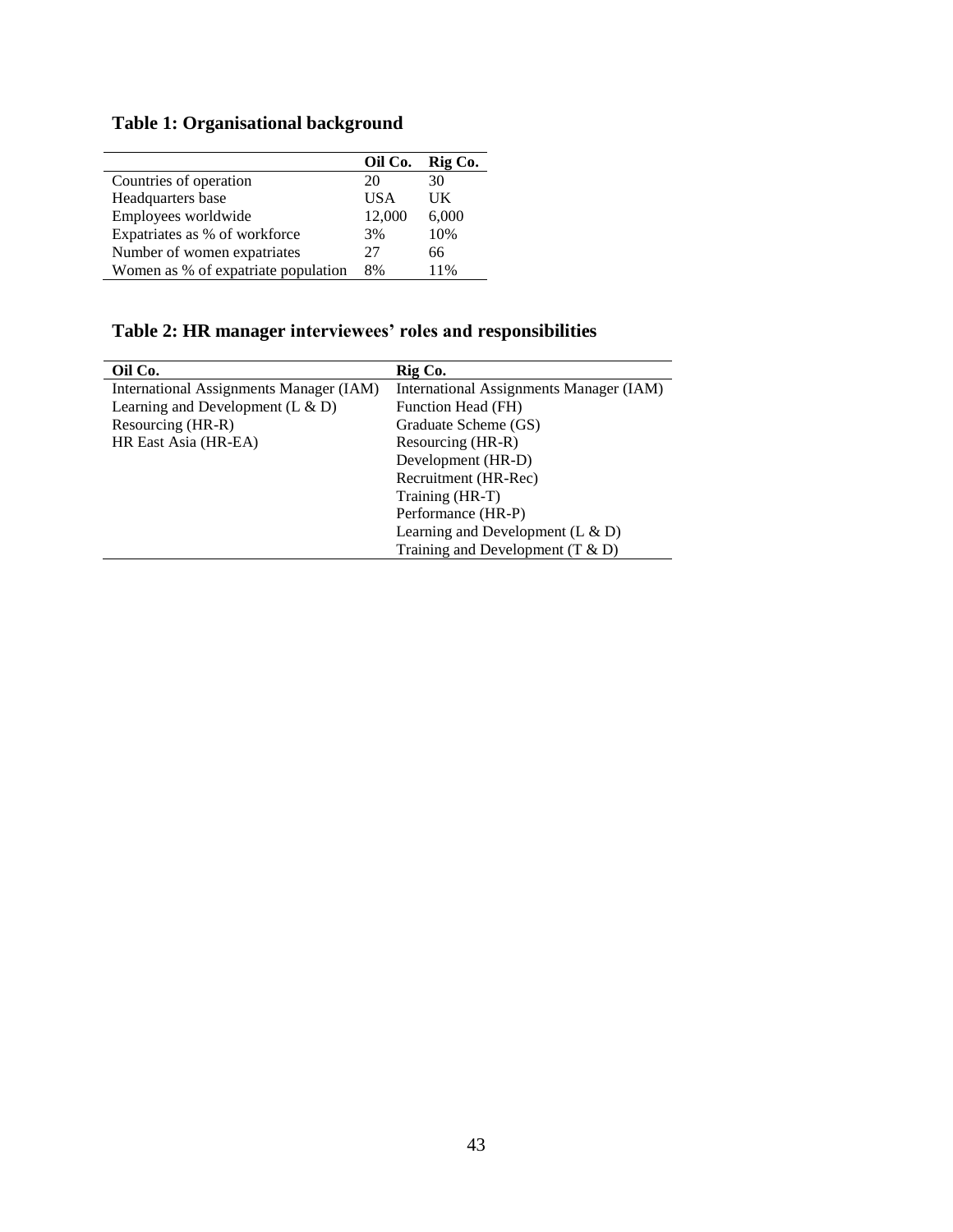## Table 1: Organisational background

| | Oil Co. | Rig Co. |
|---|---|---|
| Countries of operation | 20 | 30 |
| Headquarters base | USA | UK |
| Employees worldwide | 12,000 | 6,000 |
| Expatriates as % of workforce | 3% | 10% |
| Number of women expatriates | 27 | 66 |
| Women as % of expatriate population | 8% | 11% |

## Table 2: HR manager interviewees' roles and responsibilities

| Oil Co. | Rig Co. |
|---|---|
| International Assignments Manager (IAM) | International Assignments Manager (IAM) |
| Learning and Development (L & D) | Function Head (FH) |
| Resourcing (HR-R) | Graduate Scheme (GS) |
| HR East Asia (HR-EA) | Resourcing (HR-R) |
| | Development (HR-D) |
| | Recruitment (HR-Rec) |
| | Training (HR-T) |
| | Performance (HR-P) |
| | Learning and Development (L & D) |
| | Training and Development (T & D) |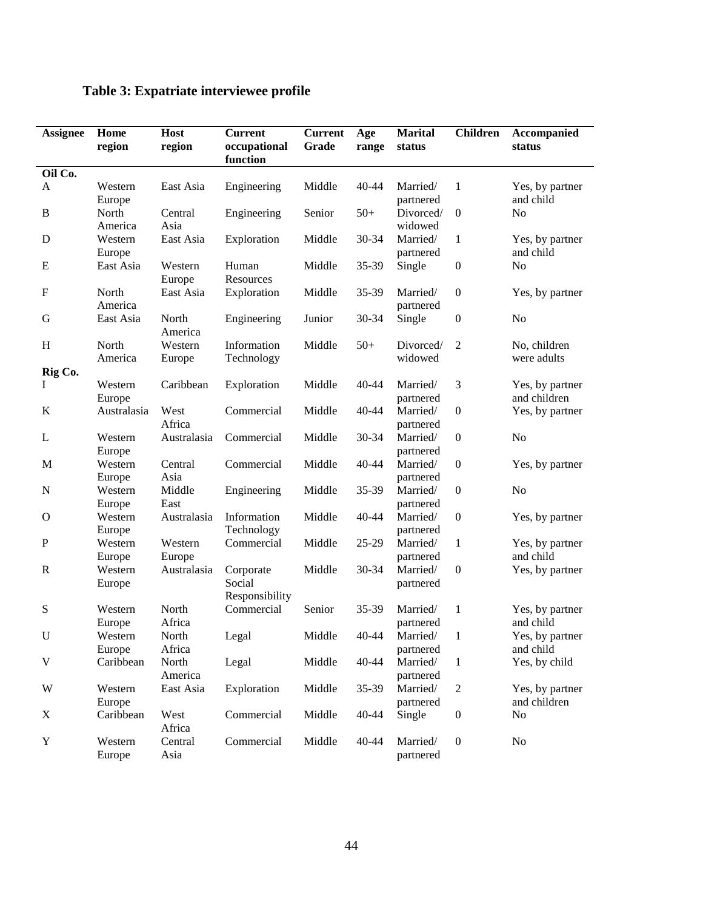**Table 3: Expatriate interviewee profile**

| Assignee | Home region | Host region | Current occupational function | Current Grade | Age range | Marital status | Children | Accompanied status |
|---|---|---|---|---|---|---|---|---|
| **Oil Co.** | | | | | | | | |
| A | Western Europe | East Asia | Engineering | Middle | 40-44 | Married/ partnered | 1 | Yes, by partner and child |
| B | North America | Central Asia | Engineering | Senior | 50+ | Divorced/ widowed | 0 | No |
| D | Western Europe | East Asia | Exploration | Middle | 30-34 | Married/ partnered | 1 | Yes, by partner and child |
| E | East Asia | Western Europe | Human Resources | Middle | 35-39 | Single | 0 | No |
| F | North America | East Asia | Exploration | Middle | 35-39 | Married/ partnered | 0 | Yes, by partner |
| G | East Asia | North America | Engineering | Junior | 30-34 | Single | 0 | No |
| H | North America | Western Europe | Information Technology | Middle | 50+ | Divorced/ widowed | 2 | No, children were adults |
| **Rig Co.** | | | | | | | | |
| I | Western Europe | Caribbean | Exploration | Middle | 40-44 | Married/ partnered | 3 | Yes, by partner and children |
| K | Australasia | West Africa | Commercial | Middle | 40-44 | Married/ partnered | 0 | Yes, by partner |
| L | Western Europe | Australasia | Commercial | Middle | 30-34 | Married/ partnered | 0 | No |
| M | Western Europe | Central Asia | Commercial | Middle | 40-44 | Married/ partnered | 0 | Yes, by partner |
| N | Western Europe | Middle East | Engineering | Middle | 35-39 | Married/ partnered | 0 | No |
| O | Western Europe | Australasia | Information Technology | Middle | 40-44 | Married/ partnered | 0 | Yes, by partner |
| P | Western Europe | Western Europe | Commercial | Middle | 25-29 | Married/ partnered | 1 | Yes, by partner and child |
| R | Western Europe | Australasia | Corporate Social Responsibility | Middle | 30-34 | Married/ partnered | 0 | Yes, by partner |
| S | Western Europe | North Africa | Commercial | Senior | 35-39 | Married/ partnered | 1 | Yes, by partner and child |
| U | Western Europe | North Africa | Legal | Middle | 40-44 | Married/ partnered | 1 | Yes, by partner and child |
| V | Caribbean | North America | Legal | Middle | 40-44 | Married/ partnered | 1 | Yes, by child |
| W | Western Europe | East Asia | Exploration | Middle | 35-39 | Married/ partnered | 2 | Yes, by partner and children |
| X | Caribbean | West Africa | Commercial | Middle | 40-44 | Single | 0 | No |
| Y | Western Europe | Central Asia | Commercial | Middle | 40-44 | Married/ partnered | 0 | No |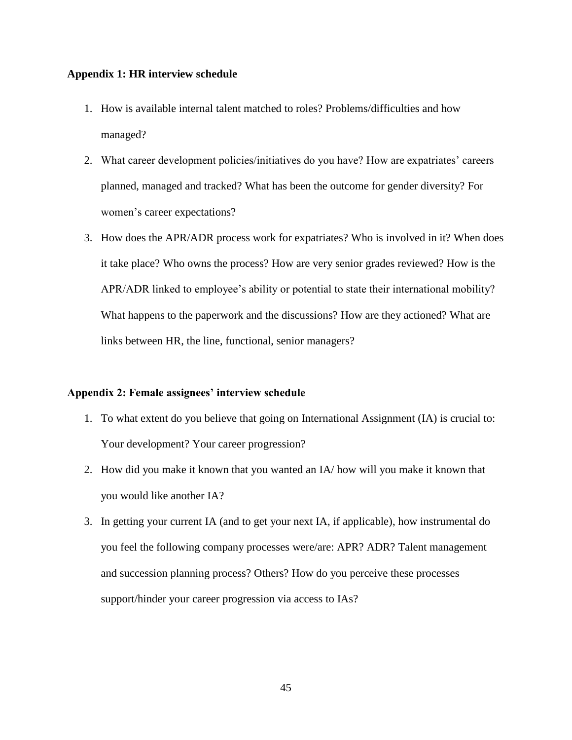## Appendix 1: HR interview schedule

1. How is available internal talent matched to roles? Problems/difficulties and how managed?
2. What career development policies/initiatives do you have? How are expatriates' careers planned, managed and tracked? What has been the outcome for gender diversity? For women's career expectations?
3. How does the APR/ADR process work for expatriates? Who is involved in it? When does it take place? Who owns the process? How are very senior grades reviewed? How is the APR/ADR linked to employee's ability or potential to state their international mobility? What happens to the paperwork and the discussions? How are they actioned? What are links between HR, the line, functional, senior managers?

## Appendix 2: Female assignees' interview schedule

1. To what extent do you believe that going on International Assignment (IA) is crucial to: Your development? Your career progression?
2. How did you make it known that you wanted an IA/ how will you make it known that you would like another IA?
3. In getting your current IA (and to get your next IA, if applicable), how instrumental do you feel the following company processes were/are: APR? ADR? Talent management and succession planning process? Others? How do you perceive these processes support/hinder your career progression via access to IAs?